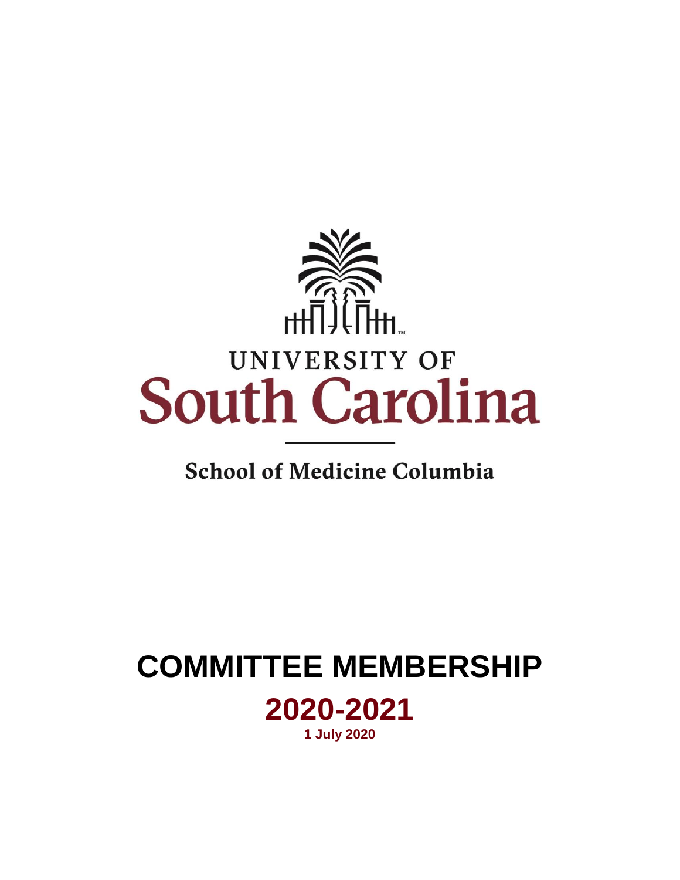UNIVERSITY OF

South Carolina

School of Medicine Columbia

# COMMITTEE MEMBERSHIP

## 2020-2021

**1 July 2020**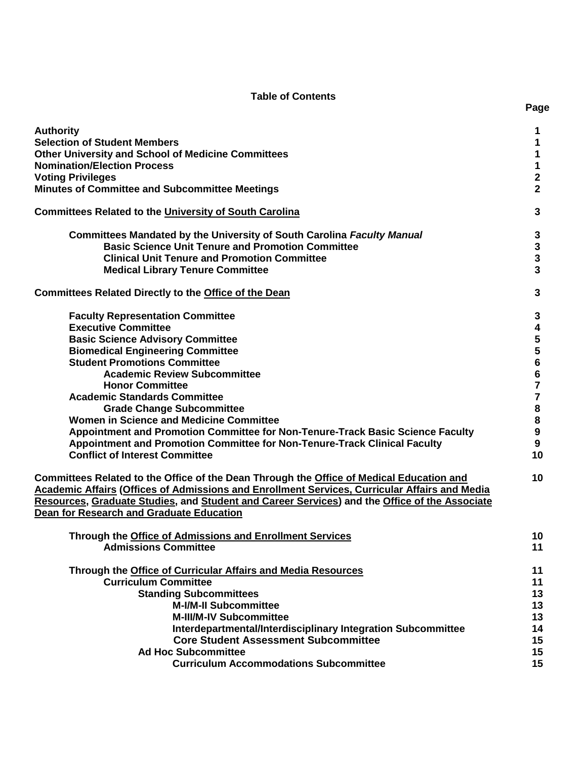## Table of Contents

| | Page |
|---|---|
| **Authority** | **1** |
| **Selection of Student Members** | **1** |
| **Other University and School of Medicine Committees** | **1** |
| **Nomination/Election Process** | **1** |
| **Voting Privileges** | **2** |
| **Minutes of Committee and Subcommittee Meetings** | **2** |
| **Committees Related to the University of South Carolina** | **3** |
| **Committees Mandated by the University of South Carolina *Faculty Manual*** | **3** |
| **Basic Science Unit Tenure and Promotion Committee** | **3** |
| **Clinical Unit Tenure and Promotion Committee** | **3** |
| **Medical Library Tenure Committee** | **3** |
| **Committees Related Directly to the Office of the Dean** | **3** |
| **Faculty Representation Committee** | **3** |
| **Executive Committee** | **4** |
| **Basic Science Advisory Committee** | **5** |
| **Biomedical Engineering Committee** | **5** |
| **Student Promotions Committee** | **6** |
| **Academic Review Subcommittee** | **6** |
| **Honor Committee** | **7** |
| **Academic Standards Committee** | **7** |
| **Grade Change Subcommittee** | **8** |
| **Women in Science and Medicine Committee** | **8** |
| **Appointment and Promotion Committee for Non-Tenure-Track Basic Science Faculty** | **9** |
| **Appointment and Promotion Committee for Non-Tenure-Track Clinical Faculty** | **9** |
| **Conflict of Interest Committee** | **10** |
| **Committees Related to the Office of the Dean Through the Office of Medical Education and Academic Affairs (Offices of Admissions and Enrollment Services, Curricular Affairs and Media Resources, Graduate Studies, and Student and Career Services) and the Office of the Associate Dean for Research and Graduate Education** | **10** |
| **Through the Office of Admissions and Enrollment Services** | **10** |
| **Admissions Committee** | **11** |
| **Through the Office of Curricular Affairs and Media Resources** | **11** |
| **Curriculum Committee** | **11** |
| **Standing Subcommittees** | **13** |
| **M-I/M-II Subcommittee** | **13** |
| **M-III/M-IV Subcommittee** | **13** |
| **Interdepartmental/Interdisciplinary Integration Subcommittee** | **14** |
| **Core Student Assessment Subcommittee** | **15** |
| **Ad Hoc Subcommittee** | **15** |
| **Curriculum Accommodations Subcommittee** | **15** |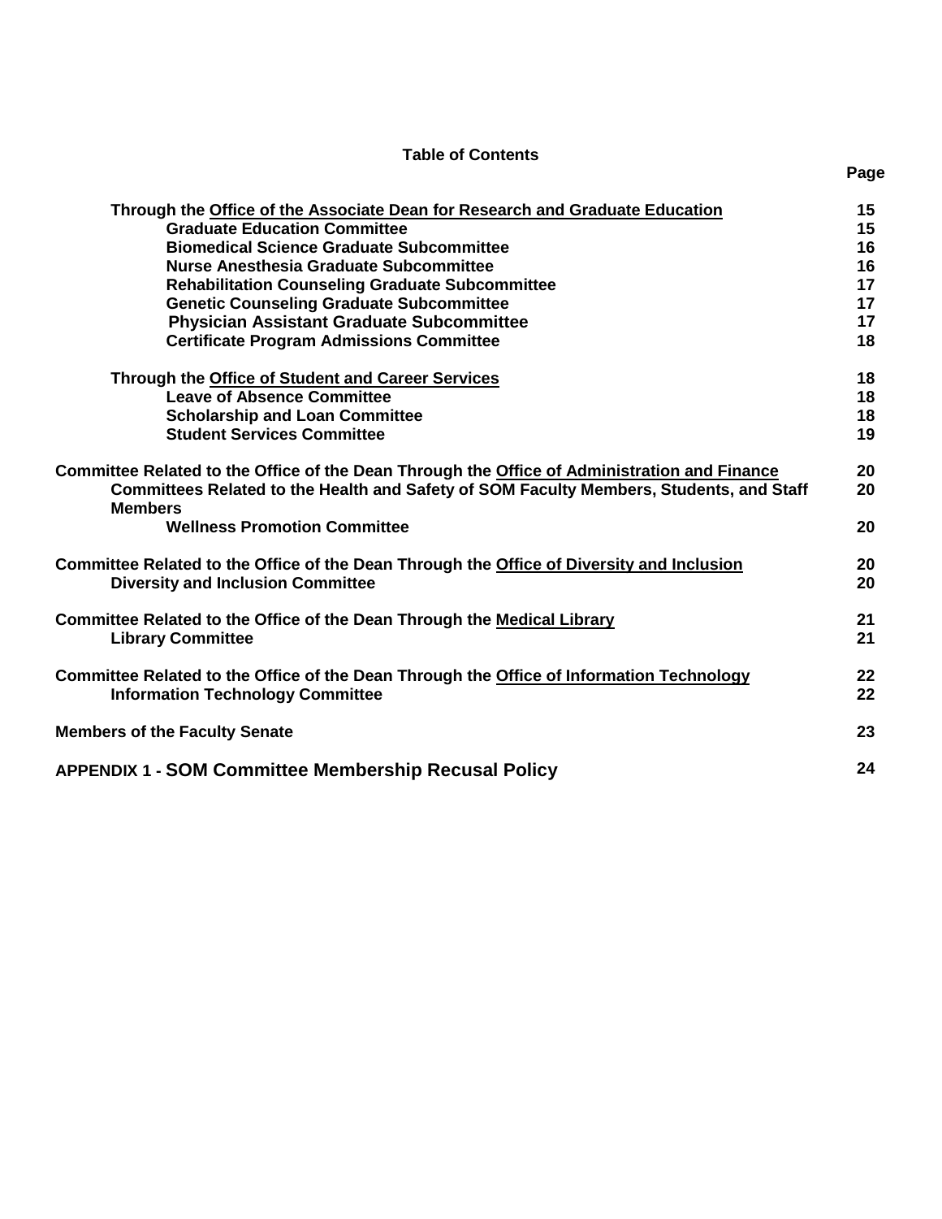**Table of Contents**

| | Page |
|---|---|
| **Through the <u>Office of the Associate Dean for Research and Graduate Education</u>** | **15** |
| **Graduate Education Committee** | **15** |
| **Biomedical Science Graduate Subcommittee** | **16** |
| **Nurse Anesthesia Graduate Subcommittee** | **16** |
| **Rehabilitation Counseling Graduate Subcommittee** | **17** |
| **Genetic Counseling Graduate Subcommittee** | **17** |
| **Physician Assistant Graduate Subcommittee** | **17** |
| **Certificate Program Admissions Committee** | **18** |
| **Through the <u>Office of Student and Career Services</u>** | **18** |
| **Leave of Absence Committee** | **18** |
| **Scholarship and Loan Committee** | **18** |
| **Student Services Committee** | **19** |
| **Committee Related to the Office of the Dean Through the <u>Office of Administration and Finance</u>** | **20** |
| **Committees Related to the Health and Safety of SOM Faculty Members, Students, and Staff Members** | **20** |
| **Wellness Promotion Committee** | **20** |
| **Committee Related to the Office of the Dean Through the <u>Office of Diversity and Inclusion</u>** | **20** |
| **Diversity and Inclusion Committee** | **20** |
| **Committee Related to the Office of the Dean Through the <u>Medical Library</u>** | **21** |
| **Library Committee** | **21** |
| **Committee Related to the Office of the Dean Through the <u>Office of Information Technology</u>** | **22** |
| **Information Technology Committee** | **22** |
| **Members of the Faculty Senate** | **23** |
| **APPENDIX 1 - SOM Committee Membership Recusal Policy** | **24** |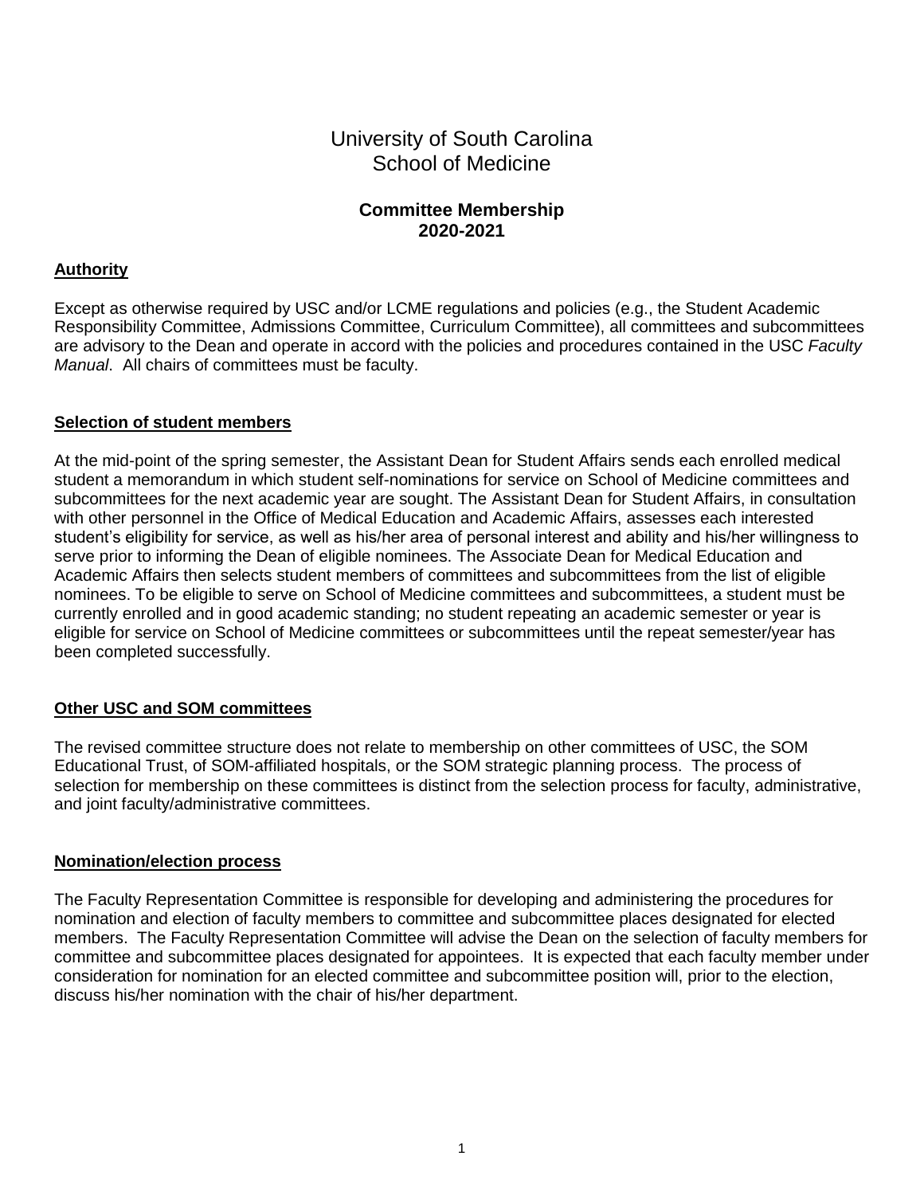# University of South Carolina
# School of Medicine

## Committee Membership 2020-2021

### Authority

Except as otherwise required by USC and/or LCME regulations and policies (e.g., the Student Academic Responsibility Committee, Admissions Committee, Curriculum Committee), all committees and subcommittees are advisory to the Dean and operate in accord with the policies and procedures contained in the USC *Faculty Manual*. All chairs of committees must be faculty.

### Selection of student members

At the mid-point of the spring semester, the Assistant Dean for Student Affairs sends each enrolled medical student a memorandum in which student self-nominations for service on School of Medicine committees and subcommittees for the next academic year are sought. The Assistant Dean for Student Affairs, in consultation with other personnel in the Office of Medical Education and Academic Affairs, assesses each interested student's eligibility for service, as well as his/her area of personal interest and ability and his/her willingness to serve prior to informing the Dean of eligible nominees. The Associate Dean for Medical Education and Academic Affairs then selects student members of committees and subcommittees from the list of eligible nominees. To be eligible to serve on School of Medicine committees and subcommittees, a student must be currently enrolled and in good academic standing; no student repeating an academic semester or year is eligible for service on School of Medicine committees or subcommittees until the repeat semester/year has been completed successfully.

### Other USC and SOM committees

The revised committee structure does not relate to membership on other committees of USC, the SOM Educational Trust, of SOM-affiliated hospitals, or the SOM strategic planning process. The process of selection for membership on these committees is distinct from the selection process for faculty, administrative, and joint faculty/administrative committees.

### Nomination/election process

The Faculty Representation Committee is responsible for developing and administering the procedures for nomination and election of faculty members to committee and subcommittee places designated for elected members. The Faculty Representation Committee will advise the Dean on the selection of faculty members for committee and subcommittee places designated for appointees. It is expected that each faculty member under consideration for nomination for an elected committee and subcommittee position will, prior to the election, discuss his/her nomination with the chair of his/her department.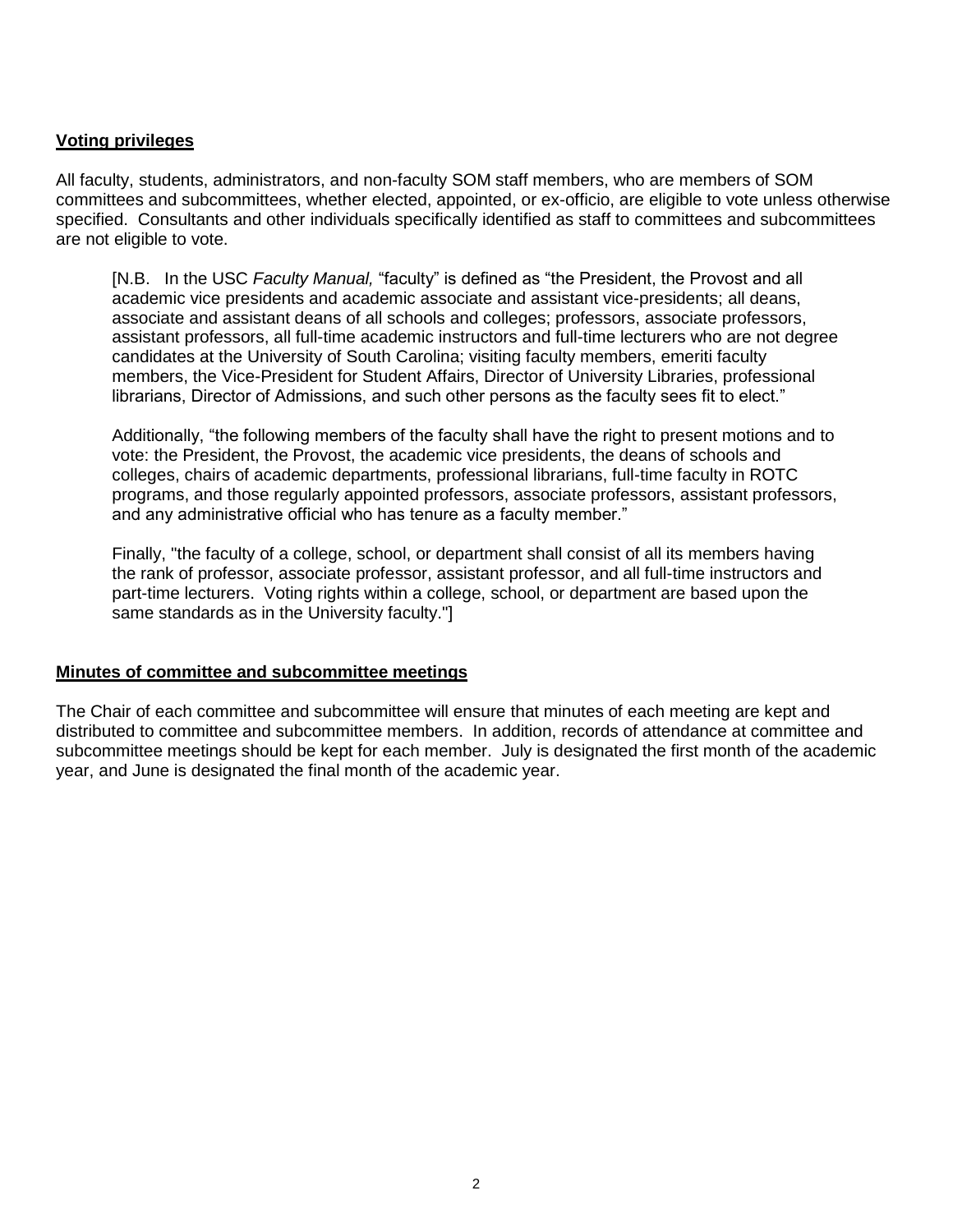**Voting privileges**

All faculty, students, administrators, and non-faculty SOM staff members, who are members of SOM committees and subcommittees, whether elected, appointed, or ex-officio, are eligible to vote unless otherwise specified. Consultants and other individuals specifically identified as staff to committees and subcommittees are not eligible to vote.

> [N.B. In the USC *Faculty Manual,* "faculty" is defined as "the President, the Provost and all academic vice presidents and academic associate and assistant vice-presidents; all deans, associate and assistant deans of all schools and colleges; professors, associate professors, assistant professors, all full-time academic instructors and full-time lecturers who are not degree candidates at the University of South Carolina; visiting faculty members, emeriti faculty members, the Vice-President for Student Affairs, Director of University Libraries, professional librarians, Director of Admissions, and such other persons as the faculty sees fit to elect."
>
> Additionally, "the following members of the faculty shall have the right to present motions and to vote: the President, the Provost, the academic vice presidents, the deans of schools and colleges, chairs of academic departments, professional librarians, full-time faculty in ROTC programs, and those regularly appointed professors, associate professors, assistant professors, and any administrative official who has tenure as a faculty member."
>
> Finally, "the faculty of a college, school, or department shall consist of all its members having the rank of professor, associate professor, assistant professor, and all full-time instructors and part-time lecturers. Voting rights within a college, school, or department are based upon the same standards as in the University faculty."]

**Minutes of committee and subcommittee meetings**

The Chair of each committee and subcommittee will ensure that minutes of each meeting are kept and distributed to committee and subcommittee members. In addition, records of attendance at committee and subcommittee meetings should be kept for each member. July is designated the first month of the academic year, and June is designated the final month of the academic year.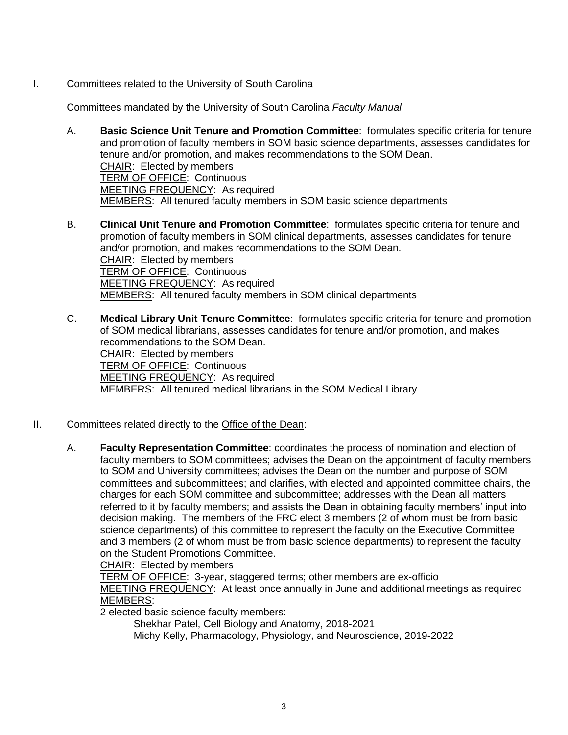I. Committees related to the University of South Carolina

Committees mandated by the University of South Carolina *Faculty Manual*

A. **Basic Science Unit Tenure and Promotion Committee**: formulates specific criteria for tenure and promotion of faculty members in SOM basic science departments, assesses candidates for tenure and/or promotion, and makes recommendations to the SOM Dean.
CHAIR: Elected by members
TERM OF OFFICE: Continuous
MEETING FREQUENCY: As required
MEMBERS: All tenured faculty members in SOM basic science departments

B. **Clinical Unit Tenure and Promotion Committee**: formulates specific criteria for tenure and promotion of faculty members in SOM clinical departments, assesses candidates for tenure and/or promotion, and makes recommendations to the SOM Dean.
CHAIR: Elected by members
TERM OF OFFICE: Continuous
MEETING FREQUENCY: As required
MEMBERS: All tenured faculty members in SOM clinical departments

C. **Medical Library Unit Tenure Committee**: formulates specific criteria for tenure and promotion of SOM medical librarians, assesses candidates for tenure and/or promotion, and makes recommendations to the SOM Dean.
CHAIR: Elected by members
TERM OF OFFICE: Continuous
MEETING FREQUENCY: As required
MEMBERS: All tenured medical librarians in the SOM Medical Library

II. Committees related directly to the Office of the Dean:

A. **Faculty Representation Committee**: coordinates the process of nomination and election of faculty members to SOM committees; advises the Dean on the appointment of faculty members to SOM and University committees; advises the Dean on the number and purpose of SOM committees and subcommittees; and clarifies, with elected and appointed committee chairs, the charges for each SOM committee and subcommittee; addresses with the Dean all matters referred to it by faculty members; and assists the Dean in obtaining faculty members' input into decision making. The members of the FRC elect 3 members (2 of whom must be from basic science departments) of this committee to represent the faculty on the Executive Committee and 3 members (2 of whom must be from basic science departments) to represent the faculty on the Student Promotions Committee.
CHAIR: Elected by members
TERM OF OFFICE: 3-year, staggered terms; other members are ex-officio
MEETING FREQUENCY: At least once annually in June and additional meetings as required
MEMBERS:
2 elected basic science faculty members:
Shekhar Patel, Cell Biology and Anatomy, 2018-2021
Michy Kelly, Pharmacology, Physiology, and Neuroscience, 2019-2022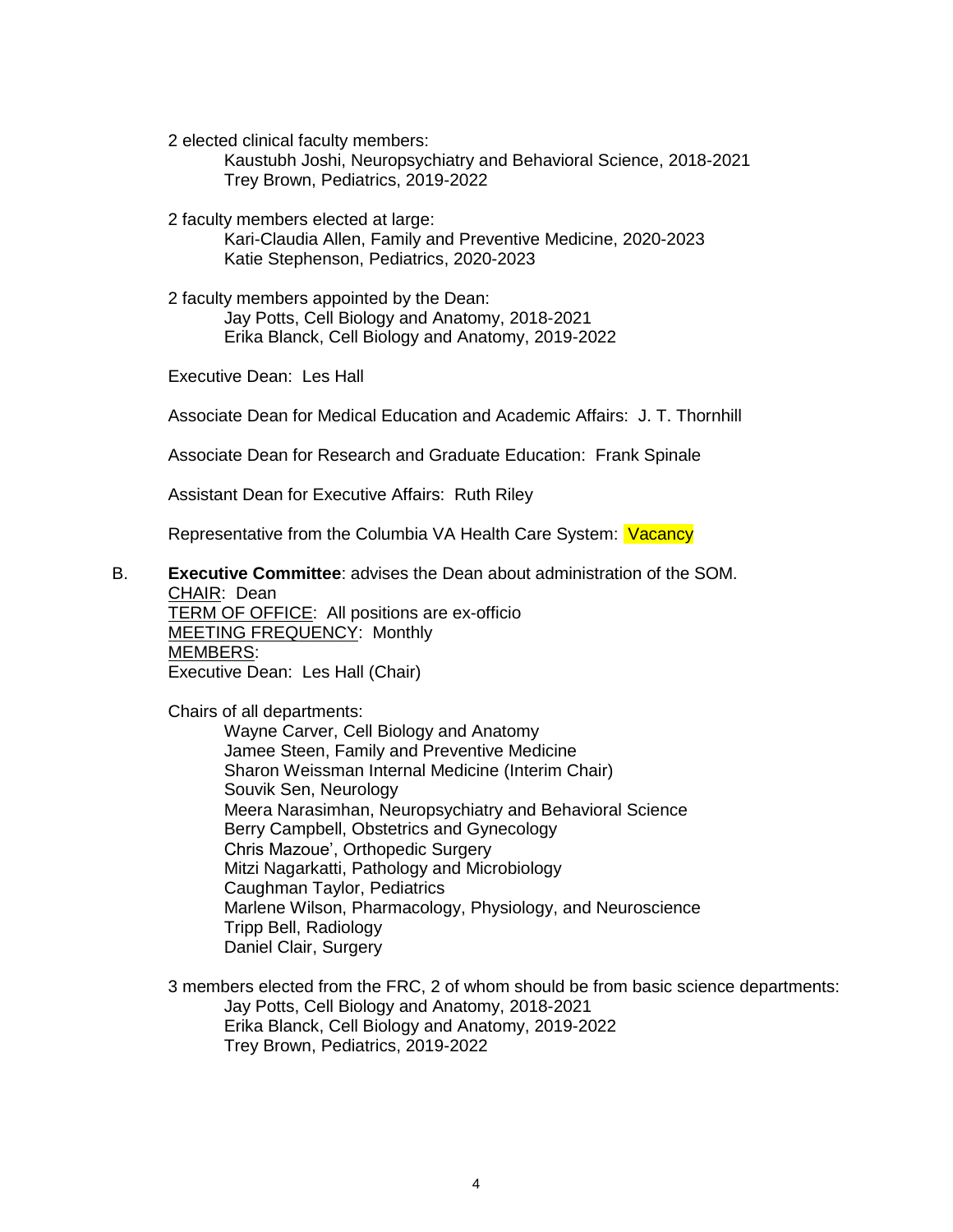2 elected clinical faculty members:

- Kaustubh Joshi, Neuropsychiatry and Behavioral Science, 2018-2021
- Trey Brown, Pediatrics, 2019-2022

2 faculty members elected at large:

- Kari-Claudia Allen, Family and Preventive Medicine, 2020-2023
- Katie Stephenson, Pediatrics, 2020-2023

2 faculty members appointed by the Dean:

- Jay Potts, Cell Biology and Anatomy, 2018-2021
- Erika Blanck, Cell Biology and Anatomy, 2019-2022

Executive Dean: Les Hall

Associate Dean for Medical Education and Academic Affairs: J. T. Thornhill

Associate Dean for Research and Graduate Education: Frank Spinale

Assistant Dean for Executive Affairs: Ruth Riley

Representative from the Columbia VA Health Care System: Vacancy

B. **Executive Committee**: advises the Dean about administration of the SOM.
CHAIR: Dean
TERM OF OFFICE: All positions are ex-officio
MEETING FREQUENCY: Monthly
MEMBERS:
Executive Dean: Les Hall (Chair)

Chairs of all departments:

- Wayne Carver, Cell Biology and Anatomy
- Jamee Steen, Family and Preventive Medicine
- Sharon Weissman Internal Medicine (Interim Chair)
- Souvik Sen, Neurology
- Meera Narasimhan, Neuropsychiatry and Behavioral Science
- Berry Campbell, Obstetrics and Gynecology
- Chris Mazoue', Orthopedic Surgery
- Mitzi Nagarkatti, Pathology and Microbiology
- Caughman Taylor, Pediatrics
- Marlene Wilson, Pharmacology, Physiology, and Neuroscience
- Tripp Bell, Radiology
- Daniel Clair, Surgery

3 members elected from the FRC, 2 of whom should be from basic science departments:

- Jay Potts, Cell Biology and Anatomy, 2018-2021
- Erika Blanck, Cell Biology and Anatomy, 2019-2022
- Trey Brown, Pediatrics, 2019-2022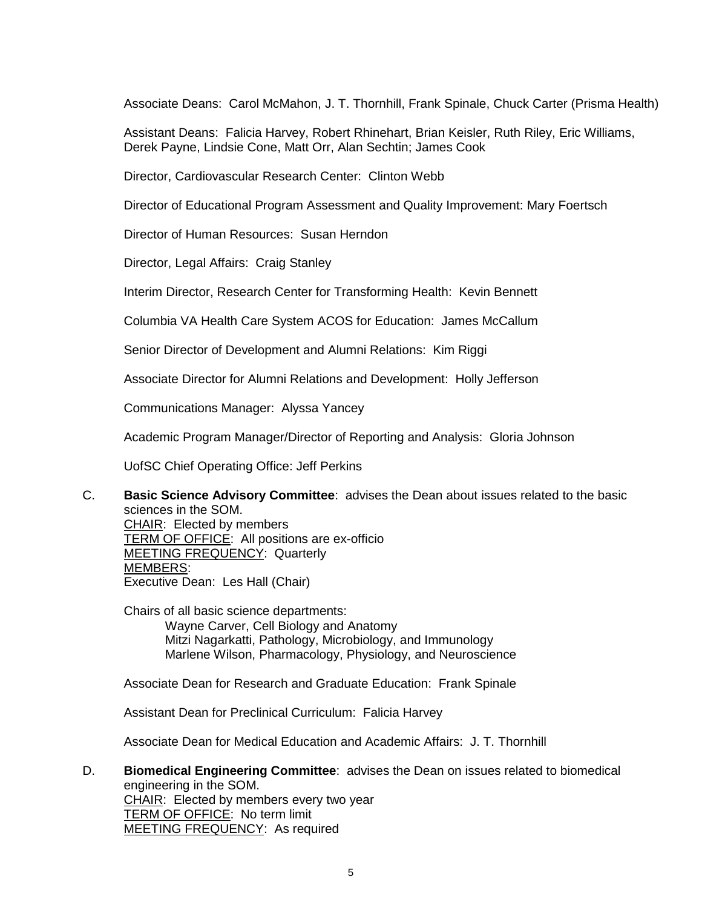Associate Deans: Carol McMahon, J. T. Thornhill, Frank Spinale, Chuck Carter (Prisma Health)

Assistant Deans: Falicia Harvey, Robert Rhinehart, Brian Keisler, Ruth Riley, Eric Williams, Derek Payne, Lindsie Cone, Matt Orr, Alan Sechtin; James Cook

Director, Cardiovascular Research Center: Clinton Webb

Director of Educational Program Assessment and Quality Improvement: Mary Foertsch

Director of Human Resources: Susan Herndon

Director, Legal Affairs: Craig Stanley

Interim Director, Research Center for Transforming Health: Kevin Bennett

Columbia VA Health Care System ACOS for Education: James McCallum

Senior Director of Development and Alumni Relations: Kim Riggi

Associate Director for Alumni Relations and Development: Holly Jefferson

Communications Manager: Alyssa Yancey

Academic Program Manager/Director of Reporting and Analysis: Gloria Johnson

UofSC Chief Operating Office: Jeff Perkins

C. **Basic Science Advisory Committee**: advises the Dean about issues related to the basic sciences in the SOM.
CHAIR: Elected by members
TERM OF OFFICE: All positions are ex-officio
MEETING FREQUENCY: Quarterly
MEMBERS:
Executive Dean: Les Hall (Chair)

Chairs of all basic science departments:
- Wayne Carver, Cell Biology and Anatomy
- Mitzi Nagarkatti, Pathology, Microbiology, and Immunology
- Marlene Wilson, Pharmacology, Physiology, and Neuroscience

Associate Dean for Research and Graduate Education: Frank Spinale

Assistant Dean for Preclinical Curriculum: Falicia Harvey

Associate Dean for Medical Education and Academic Affairs: J. T. Thornhill

D. **Biomedical Engineering Committee**: advises the Dean on issues related to biomedical engineering in the SOM.
CHAIR: Elected by members every two year
TERM OF OFFICE: No term limit
MEETING FREQUENCY: As required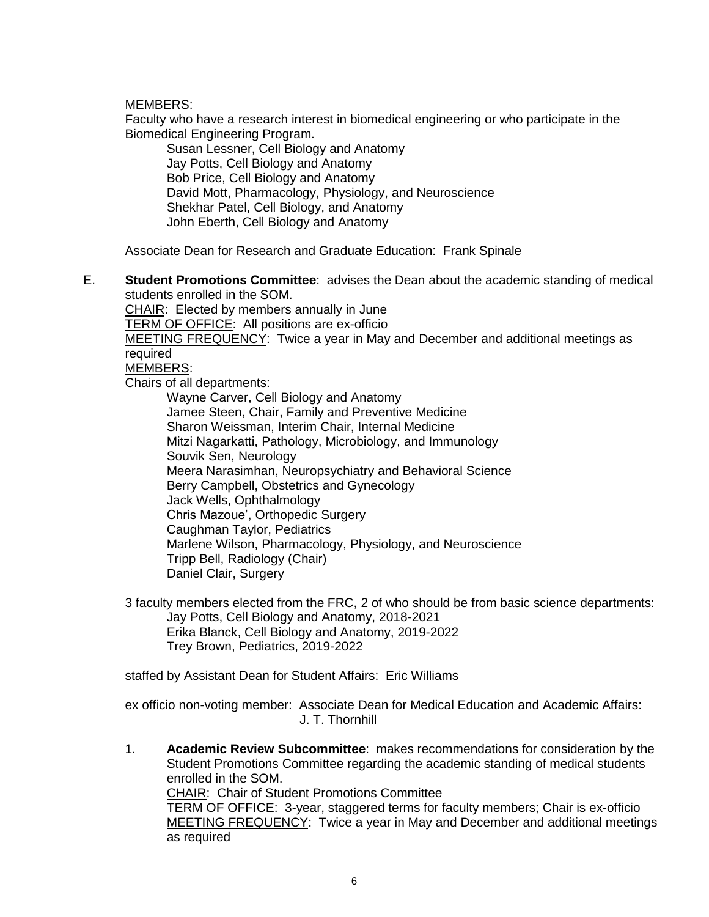MEMBERS:

Faculty who have a research interest in biomedical engineering or who participate in the Biomedical Engineering Program.

- Susan Lessner, Cell Biology and Anatomy
- Jay Potts, Cell Biology and Anatomy
- Bob Price, Cell Biology and Anatomy
- David Mott, Pharmacology, Physiology, and Neuroscience
- Shekhar Patel, Cell Biology, and Anatomy
- John Eberth, Cell Biology and Anatomy

Associate Dean for Research and Graduate Education: Frank Spinale

E. **Student Promotions Committee**: advises the Dean about the academic standing of medical students enrolled in the SOM.

CHAIR: Elected by members annually in June

TERM OF OFFICE: All positions are ex-officio

MEETING FREQUENCY: Twice a year in May and December and additional meetings as required

MEMBERS:

Chairs of all departments:

- Wayne Carver, Cell Biology and Anatomy
- Jamee Steen, Chair, Family and Preventive Medicine
- Sharon Weissman, Interim Chair, Internal Medicine
- Mitzi Nagarkatti, Pathology, Microbiology, and Immunology
- Souvik Sen, Neurology
- Meera Narasimhan, Neuropsychiatry and Behavioral Science
- Berry Campbell, Obstetrics and Gynecology
- Jack Wells, Ophthalmology
- Chris Mazoue', Orthopedic Surgery
- Caughman Taylor, Pediatrics
- Marlene Wilson, Pharmacology, Physiology, and Neuroscience
- Tripp Bell, Radiology (Chair)
- Daniel Clair, Surgery

3 faculty members elected from the FRC, 2 of who should be from basic science departments:

- Jay Potts, Cell Biology and Anatomy, 2018-2021
- Erika Blanck, Cell Biology and Anatomy, 2019-2022
- Trey Brown, Pediatrics, 2019-2022

staffed by Assistant Dean for Student Affairs: Eric Williams

ex officio non-voting member: Associate Dean for Medical Education and Academic Affairs: J. T. Thornhill

1. **Academic Review Subcommittee**: makes recommendations for consideration by the Student Promotions Committee regarding the academic standing of medical students enrolled in the SOM.

   CHAIR: Chair of Student Promotions Committee

   TERM OF OFFICE: 3-year, staggered terms for faculty members; Chair is ex-officio

   MEETING FREQUENCY: Twice a year in May and December and additional meetings as required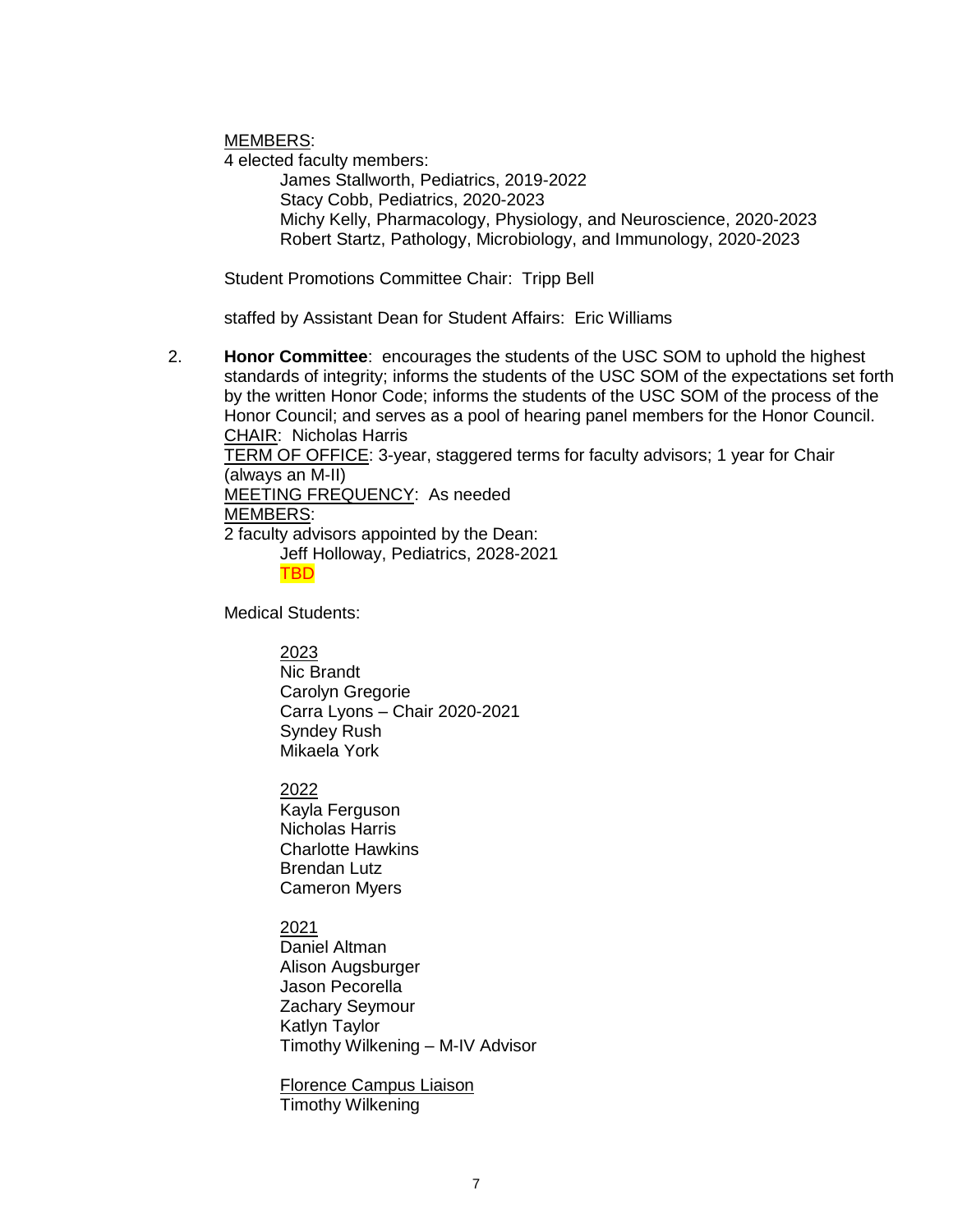MEMBERS:

4 elected faculty members:

James Stallworth, Pediatrics, 2019-2022
Stacy Cobb, Pediatrics, 2020-2023
Michy Kelly, Pharmacology, Physiology, and Neuroscience, 2020-2023
Robert Startz, Pathology, Microbiology, and Immunology, 2020-2023

Student Promotions Committee Chair: Tripp Bell

staffed by Assistant Dean for Student Affairs: Eric Williams

2. **Honor Committee**: encourages the students of the USC SOM to uphold the highest standards of integrity; informs the students of the USC SOM of the expectations set forth by the written Honor Code; informs the students of the USC SOM of the process of the Honor Council; and serves as a pool of hearing panel members for the Honor Council.
CHAIR: Nicholas Harris
TERM OF OFFICE: 3-year, staggered terms for faculty advisors; 1 year for Chair (always an M-II)
MEETING FREQUENCY: As needed
MEMBERS:
2 faculty advisors appointed by the Dean:
Jeff Holloway, Pediatrics, 2028-2021
TBD

Medical Students:

2023
Nic Brandt
Carolyn Gregorie
Carra Lyons – Chair 2020-2021
Syndey Rush
Mikaela York

2022
Kayla Ferguson
Nicholas Harris
Charlotte Hawkins
Brendan Lutz
Cameron Myers

2021
Daniel Altman
Alison Augsburger
Jason Pecorella
Zachary Seymour
Katlyn Taylor
Timothy Wilkening – M-IV Advisor

Florence Campus Liaison
Timothy Wilkening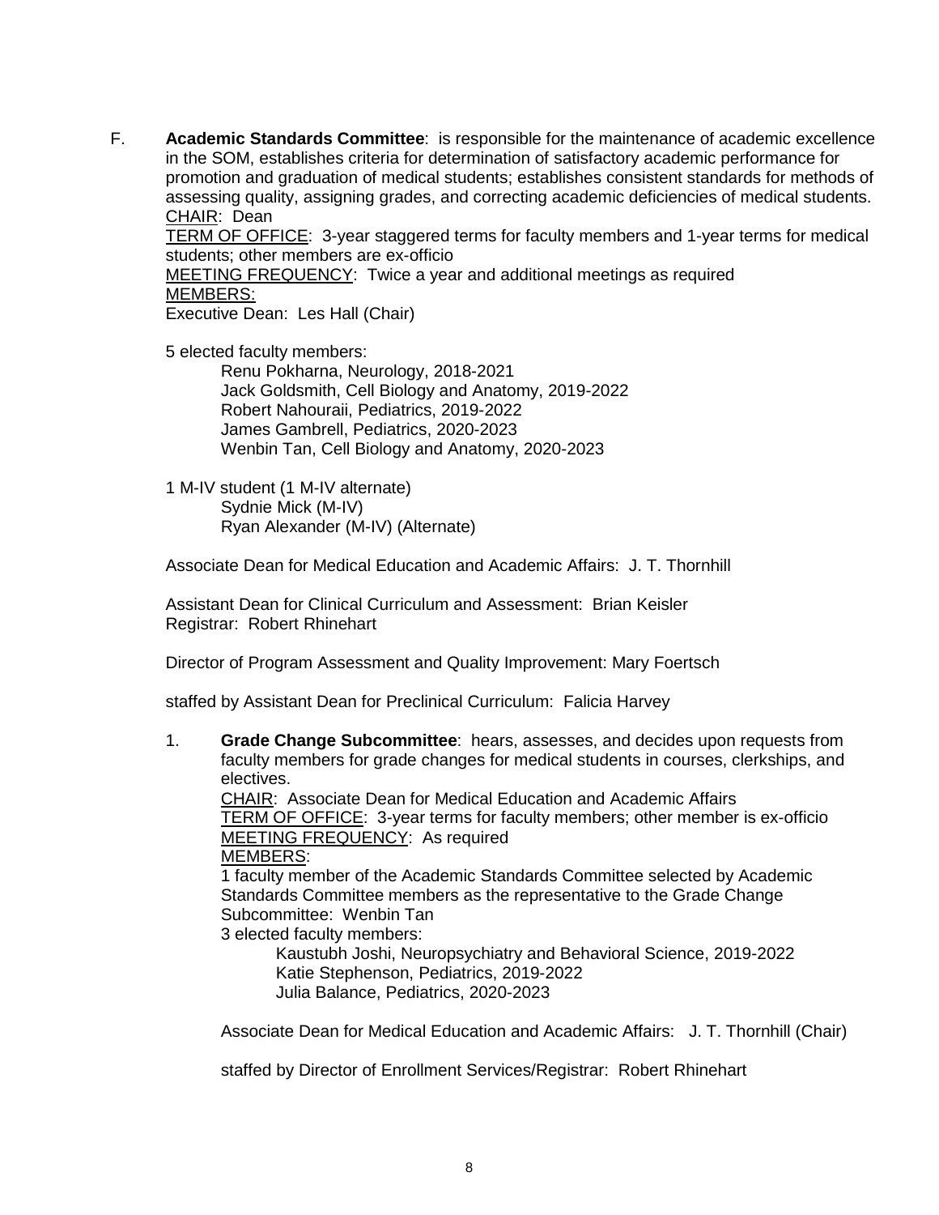F. **Academic Standards Committee**: is responsible for the maintenance of academic excellence in the SOM, establishes criteria for determination of satisfactory academic performance for promotion and graduation of medical students; establishes consistent standards for methods of assessing quality, assigning grades, and correcting academic deficiencies of medical students.
CHAIR: Dean
TERM OF OFFICE: 3-year staggered terms for faculty members and 1-year terms for medical students; other members are ex-officio
MEETING FREQUENCY: Twice a year and additional meetings as required
MEMBERS:
Executive Dean: Les Hall (Chair)

5 elected faculty members:
- Renu Pokharna, Neurology, 2018-2021
- Jack Goldsmith, Cell Biology and Anatomy, 2019-2022
- Robert Nahouraii, Pediatrics, 2019-2022
- James Gambrell, Pediatrics, 2020-2023
- Wenbin Tan, Cell Biology and Anatomy, 2020-2023

1 M-IV student (1 M-IV alternate)
- Sydnie Mick (M-IV)
- Ryan Alexander (M-IV) (Alternate)

Associate Dean for Medical Education and Academic Affairs: J. T. Thornhill

Assistant Dean for Clinical Curriculum and Assessment: Brian Keisler
Registrar: Robert Rhinehart

Director of Program Assessment and Quality Improvement: Mary Foertsch

staffed by Assistant Dean for Preclinical Curriculum: Falicia Harvey

1. **Grade Change Subcommittee**: hears, assesses, and decides upon requests from faculty members for grade changes for medical students in courses, clerkships, and electives.
CHAIR: Associate Dean for Medical Education and Academic Affairs
TERM OF OFFICE: 3-year terms for faculty members; other member is ex-officio
MEETING FREQUENCY: As required
MEMBERS:
1 faculty member of the Academic Standards Committee selected by Academic Standards Committee members as the representative to the Grade Change Subcommittee: Wenbin Tan
3 elected faculty members:
   - Kaustubh Joshi, Neuropsychiatry and Behavioral Science, 2019-2022
   - Katie Stephenson, Pediatrics, 2019-2022
   - Julia Balance, Pediatrics, 2020-2023

   Associate Dean for Medical Education and Academic Affairs: J. T. Thornhill (Chair)

   staffed by Director of Enrollment Services/Registrar: Robert Rhinehart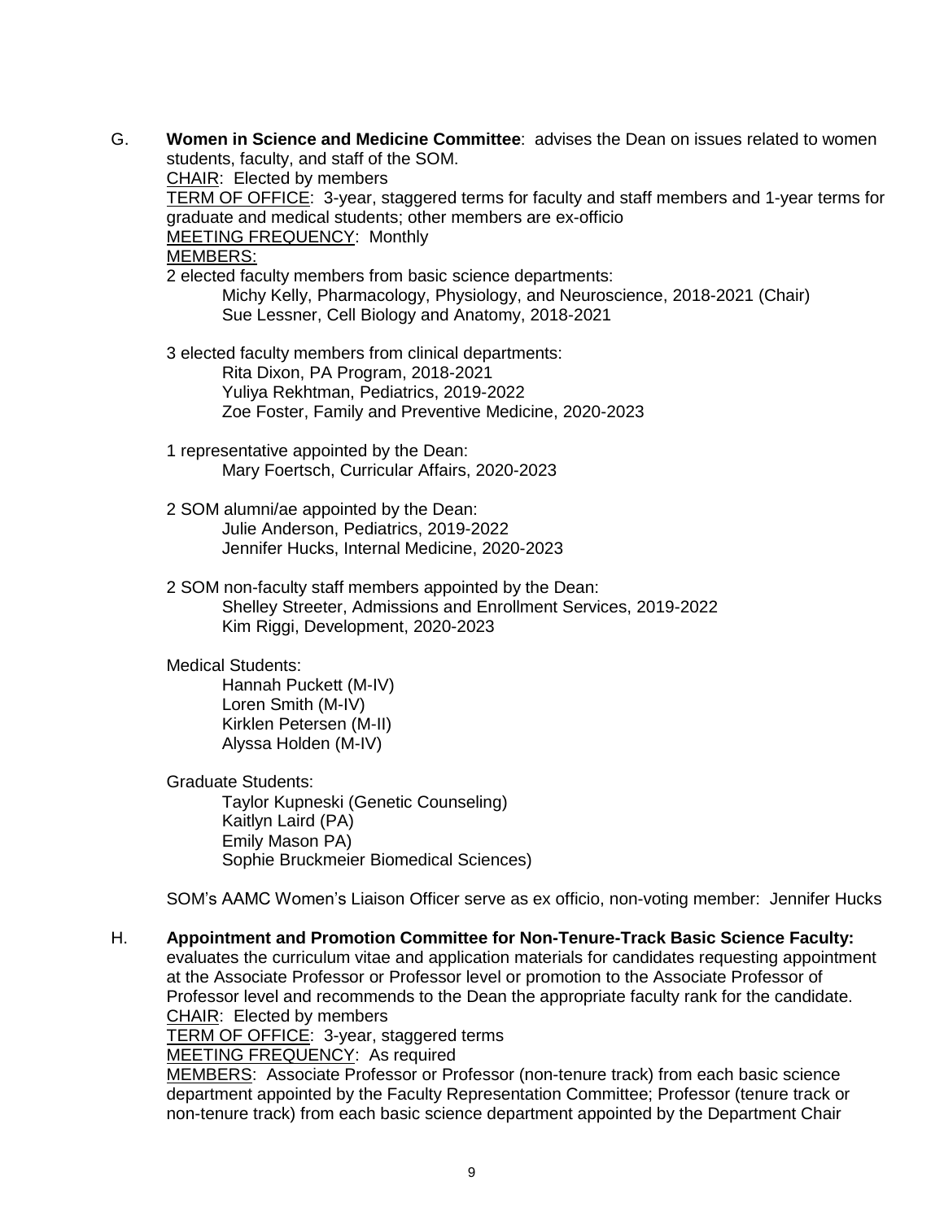G. **Women in Science and Medicine Committee**: advises the Dean on issues related to women students, faculty, and staff of the SOM.
CHAIR: Elected by members
TERM OF OFFICE: 3-year, staggered terms for faculty and staff members and 1-year terms for graduate and medical students; other members are ex-officio
MEETING FREQUENCY: Monthly
MEMBERS:

2 elected faculty members from basic science departments:
- Michy Kelly, Pharmacology, Physiology, and Neuroscience, 2018-2021 (Chair)
- Sue Lessner, Cell Biology and Anatomy, 2018-2021

3 elected faculty members from clinical departments:
- Rita Dixon, PA Program, 2018-2021
- Yuliya Rekhtman, Pediatrics, 2019-2022
- Zoe Foster, Family and Preventive Medicine, 2020-2023

1 representative appointed by the Dean:
- Mary Foertsch, Curricular Affairs, 2020-2023

2 SOM alumni/ae appointed by the Dean:
- Julie Anderson, Pediatrics, 2019-2022
- Jennifer Hucks, Internal Medicine, 2020-2023

2 SOM non-faculty staff members appointed by the Dean:
- Shelley Streeter, Admissions and Enrollment Services, 2019-2022
- Kim Riggi, Development, 2020-2023

Medical Students:
- Hannah Puckett (M-IV)
- Loren Smith (M-IV)
- Kirklen Petersen (M-II)
- Alyssa Holden (M-IV)

Graduate Students:
- Taylor Kupneski (Genetic Counseling)
- Kaitlyn Laird (PA)
- Emily Mason PA)
- Sophie Bruckmeier Biomedical Sciences)

SOM's AAMC Women's Liaison Officer serve as ex officio, non-voting member: Jennifer Hucks

H. **Appointment and Promotion Committee for Non-Tenure-Track Basic Science Faculty:** evaluates the curriculum vitae and application materials for candidates requesting appointment at the Associate Professor or Professor level or promotion to the Associate Professor of Professor level and recommends to the Dean the appropriate faculty rank for the candidate.
CHAIR: Elected by members
TERM OF OFFICE: 3-year, staggered terms
MEETING FREQUENCY: As required
MEMBERS: Associate Professor or Professor (non-tenure track) from each basic science department appointed by the Faculty Representation Committee; Professor (tenure track or non-tenure track) from each basic science department appointed by the Department Chair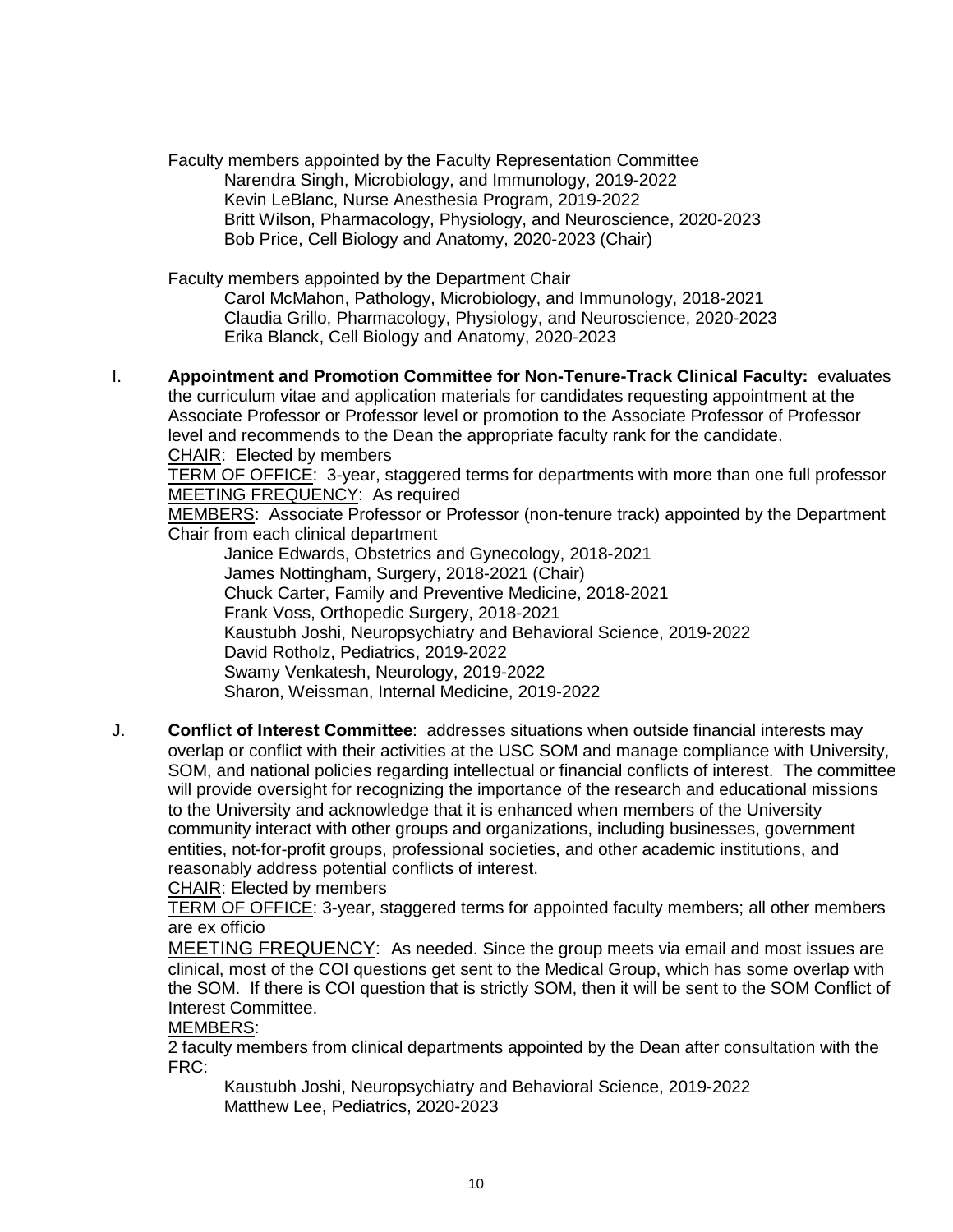Faculty members appointed by the Faculty Representation Committee

- Narendra Singh, Microbiology, and Immunology, 2019-2022
- Kevin LeBlanc, Nurse Anesthesia Program, 2019-2022
- Britt Wilson, Pharmacology, Physiology, and Neuroscience, 2020-2023
- Bob Price, Cell Biology and Anatomy, 2020-2023 (Chair)

Faculty members appointed by the Department Chair

- Carol McMahon, Pathology, Microbiology, and Immunology, 2018-2021
- Claudia Grillo, Pharmacology, Physiology, and Neuroscience, 2020-2023
- Erika Blanck, Cell Biology and Anatomy, 2020-2023

I. **Appointment and Promotion Committee for Non-Tenure-Track Clinical Faculty:** evaluates the curriculum vitae and application materials for candidates requesting appointment at the Associate Professor or Professor level or promotion to the Associate Professor of Professor level and recommends to the Dean the appropriate faculty rank for the candidate.

CHAIR: Elected by members

TERM OF OFFICE: 3-year, staggered terms for departments with more than one full professor

MEETING FREQUENCY: As required

MEMBERS: Associate Professor or Professor (non-tenure track) appointed by the Department Chair from each clinical department

- Janice Edwards, Obstetrics and Gynecology, 2018-2021
- James Nottingham, Surgery, 2018-2021 (Chair)
- Chuck Carter, Family and Preventive Medicine, 2018-2021
- Frank Voss, Orthopedic Surgery, 2018-2021
- Kaustubh Joshi, Neuropsychiatry and Behavioral Science, 2019-2022
- David Rotholz, Pediatrics, 2019-2022
- Swamy Venkatesh, Neurology, 2019-2022
- Sharon, Weissman, Internal Medicine, 2019-2022

J. **Conflict of Interest Committee**: addresses situations when outside financial interests may overlap or conflict with their activities at the USC SOM and manage compliance with University, SOM, and national policies regarding intellectual or financial conflicts of interest. The committee will provide oversight for recognizing the importance of the research and educational missions to the University and acknowledge that it is enhanced when members of the University community interact with other groups and organizations, including businesses, government entities, not-for-profit groups, professional societies, and other academic institutions, and reasonably address potential conflicts of interest.

CHAIR: Elected by members

TERM OF OFFICE: 3-year, staggered terms for appointed faculty members; all other members are ex officio

MEETING FREQUENCY: As needed. Since the group meets via email and most issues are clinical, most of the COI questions get sent to the Medical Group, which has some overlap with the SOM. If there is COI question that is strictly SOM, then it will be sent to the SOM Conflict of Interest Committee.

MEMBERS:

2 faculty members from clinical departments appointed by the Dean after consultation with the FRC:

- Kaustubh Joshi, Neuropsychiatry and Behavioral Science, 2019-2022
- Matthew Lee, Pediatrics, 2020-2023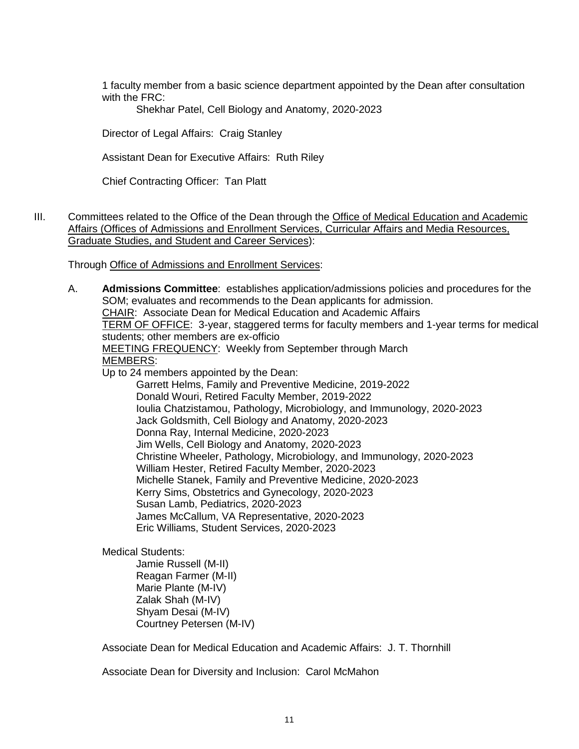1 faculty member from a basic science department appointed by the Dean after consultation with the FRC:

Shekhar Patel, Cell Biology and Anatomy, 2020-2023

Director of Legal Affairs: Craig Stanley

Assistant Dean for Executive Affairs: Ruth Riley

Chief Contracting Officer: Tan Platt

III. Committees related to the Office of the Dean through the Office of Medical Education and Academic Affairs (Offices of Admissions and Enrollment Services, Curricular Affairs and Media Resources, Graduate Studies, and Student and Career Services):

Through Office of Admissions and Enrollment Services:

A. **Admissions Committee**: establishes application/admissions policies and procedures for the SOM; evaluates and recommends to the Dean applicants for admission.
CHAIR: Associate Dean for Medical Education and Academic Affairs
TERM OF OFFICE: 3-year, staggered terms for faculty members and 1-year terms for medical students; other members are ex-officio
MEETING FREQUENCY: Weekly from September through March
MEMBERS:
Up to 24 members appointed by the Dean:

Garrett Helms, Family and Preventive Medicine, 2019-2022
Donald Wouri, Retired Faculty Member, 2019-2022
Ioulia Chatzistamou, Pathology, Microbiology, and Immunology, 2020-2023
Jack Goldsmith, Cell Biology and Anatomy, 2020-2023
Donna Ray, Internal Medicine, 2020-2023
Jim Wells, Cell Biology and Anatomy, 2020-2023
Christine Wheeler, Pathology, Microbiology, and Immunology, 2020-2023
William Hester, Retired Faculty Member, 2020-2023
Michelle Stanek, Family and Preventive Medicine, 2020-2023
Kerry Sims, Obstetrics and Gynecology, 2020-2023
Susan Lamb, Pediatrics, 2020-2023
James McCallum, VA Representative, 2020-2023
Eric Williams, Student Services, 2020-2023

Medical Students:

Jamie Russell (M-II)
Reagan Farmer (M-II)
Marie Plante (M-IV)
Zalak Shah (M-IV)
Shyam Desai (M-IV)
Courtney Petersen (M-IV)

Associate Dean for Medical Education and Academic Affairs: J. T. Thornhill

Associate Dean for Diversity and Inclusion: Carol McMahon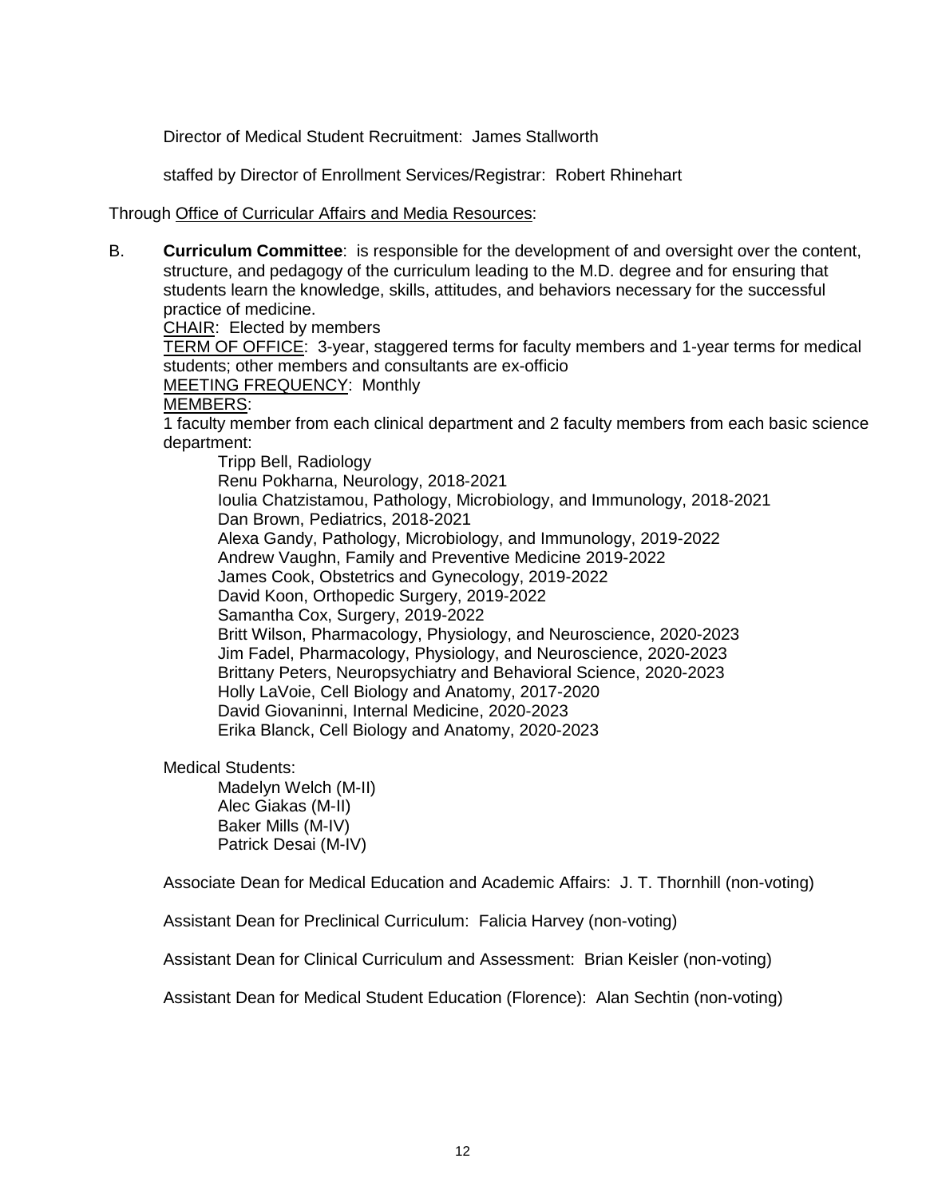Director of Medical Student Recruitment: James Stallworth

staffed by Director of Enrollment Services/Registrar: Robert Rhinehart

Through Office of Curricular Affairs and Media Resources:

B. **Curriculum Committee**: is responsible for the development of and oversight over the content, structure, and pedagogy of the curriculum leading to the M.D. degree and for ensuring that students learn the knowledge, skills, attitudes, and behaviors necessary for the successful practice of medicine.

CHAIR: Elected by members

TERM OF OFFICE: 3-year, staggered terms for faculty members and 1-year terms for medical students; other members and consultants are ex-officio

MEETING FREQUENCY: Monthly

MEMBERS:

1 faculty member from each clinical department and 2 faculty members from each basic science department:

- Tripp Bell, Radiology
- Renu Pokharna, Neurology, 2018-2021
- Ioulia Chatzistamou, Pathology, Microbiology, and Immunology, 2018-2021
- Dan Brown, Pediatrics, 2018-2021
- Alexa Gandy, Pathology, Microbiology, and Immunology, 2019-2022
- Andrew Vaughn, Family and Preventive Medicine 2019-2022
- James Cook, Obstetrics and Gynecology, 2019-2022
- David Koon, Orthopedic Surgery, 2019-2022
- Samantha Cox, Surgery, 2019-2022
- Britt Wilson, Pharmacology, Physiology, and Neuroscience, 2020-2023
- Jim Fadel, Pharmacology, Physiology, and Neuroscience, 2020-2023
- Brittany Peters, Neuropsychiatry and Behavioral Science, 2020-2023
- Holly LaVoie, Cell Biology and Anatomy, 2017-2020
- David Giovaninni, Internal Medicine, 2020-2023
- Erika Blanck, Cell Biology and Anatomy, 2020-2023

Medical Students:

- Madelyn Welch (M-II)
- Alec Giakas (M-II)
- Baker Mills (M-IV)
- Patrick Desai (M-IV)

Associate Dean for Medical Education and Academic Affairs: J. T. Thornhill (non-voting)

Assistant Dean for Preclinical Curriculum: Falicia Harvey (non-voting)

Assistant Dean for Clinical Curriculum and Assessment: Brian Keisler (non-voting)

Assistant Dean for Medical Student Education (Florence): Alan Sechtin (non-voting)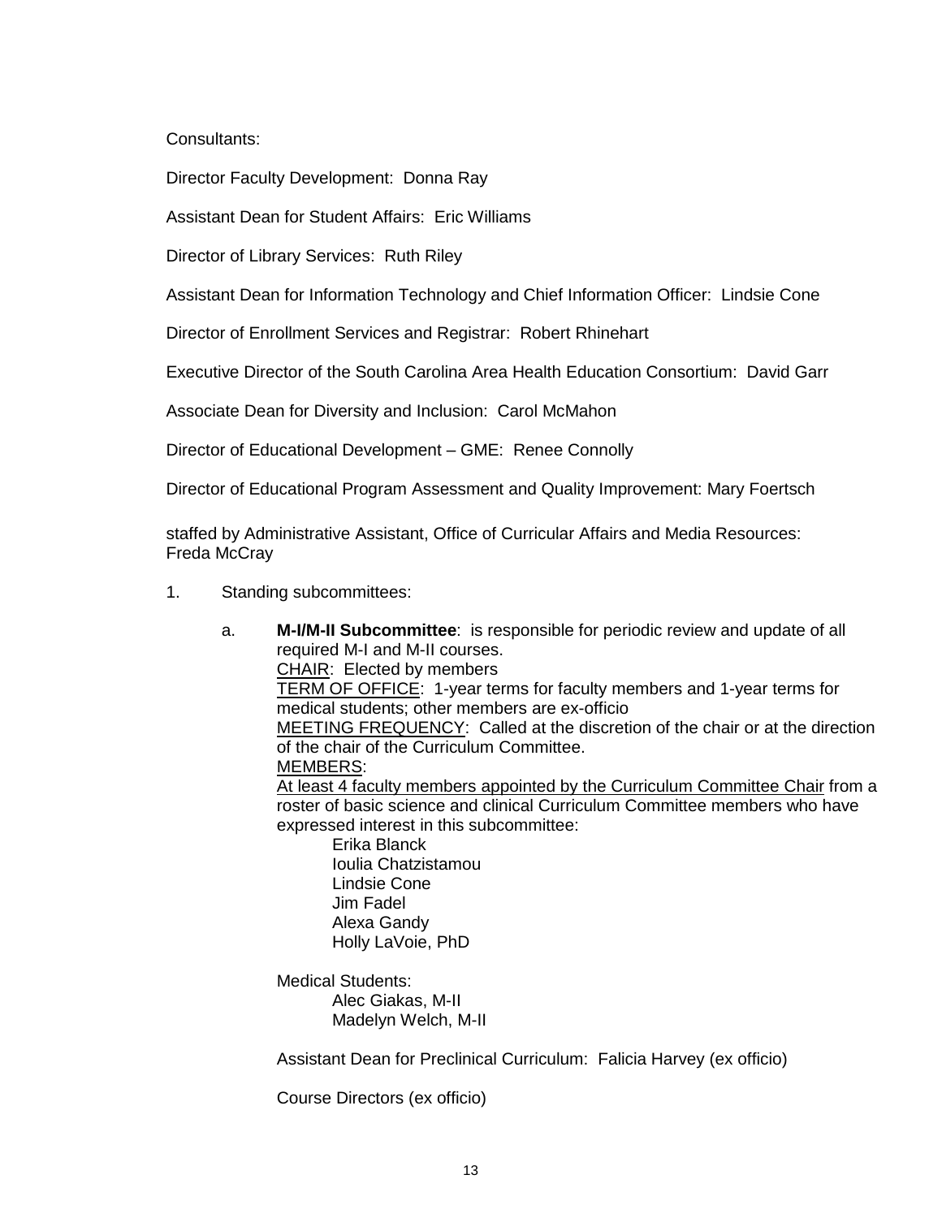Consultants:

Director Faculty Development: Donna Ray

Assistant Dean for Student Affairs: Eric Williams

Director of Library Services: Ruth Riley

Assistant Dean for Information Technology and Chief Information Officer: Lindsie Cone

Director of Enrollment Services and Registrar: Robert Rhinehart

Executive Director of the South Carolina Area Health Education Consortium: David Garr

Associate Dean for Diversity and Inclusion: Carol McMahon

Director of Educational Development – GME: Renee Connolly

Director of Educational Program Assessment and Quality Improvement: Mary Foertsch

staffed by Administrative Assistant, Office of Curricular Affairs and Media Resources: Freda McCray

1. Standing subcommittees:

   a. **M-I/M-II Subcommittee**: is responsible for periodic review and update of all required M-I and M-II courses.
      CHAIR: Elected by members
      TERM OF OFFICE: 1-year terms for faculty members and 1-year terms for medical students; other members are ex-officio
      MEETING FREQUENCY: Called at the discretion of the chair or at the direction of the chair of the Curriculum Committee.
      MEMBERS:
      At least 4 faculty members appointed by the Curriculum Committee Chair from a roster of basic science and clinical Curriculum Committee members who have expressed interest in this subcommittee:
      - Erika Blanck
      - Ioulia Chatzistamou
      - Lindsie Cone
      - Jim Fadel
      - Alexa Gandy
      - Holly LaVoie, PhD

      Medical Students:
      - Alec Giakas, M-II
      - Madelyn Welch, M-II

      Assistant Dean for Preclinical Curriculum: Falicia Harvey (ex officio)

      Course Directors (ex officio)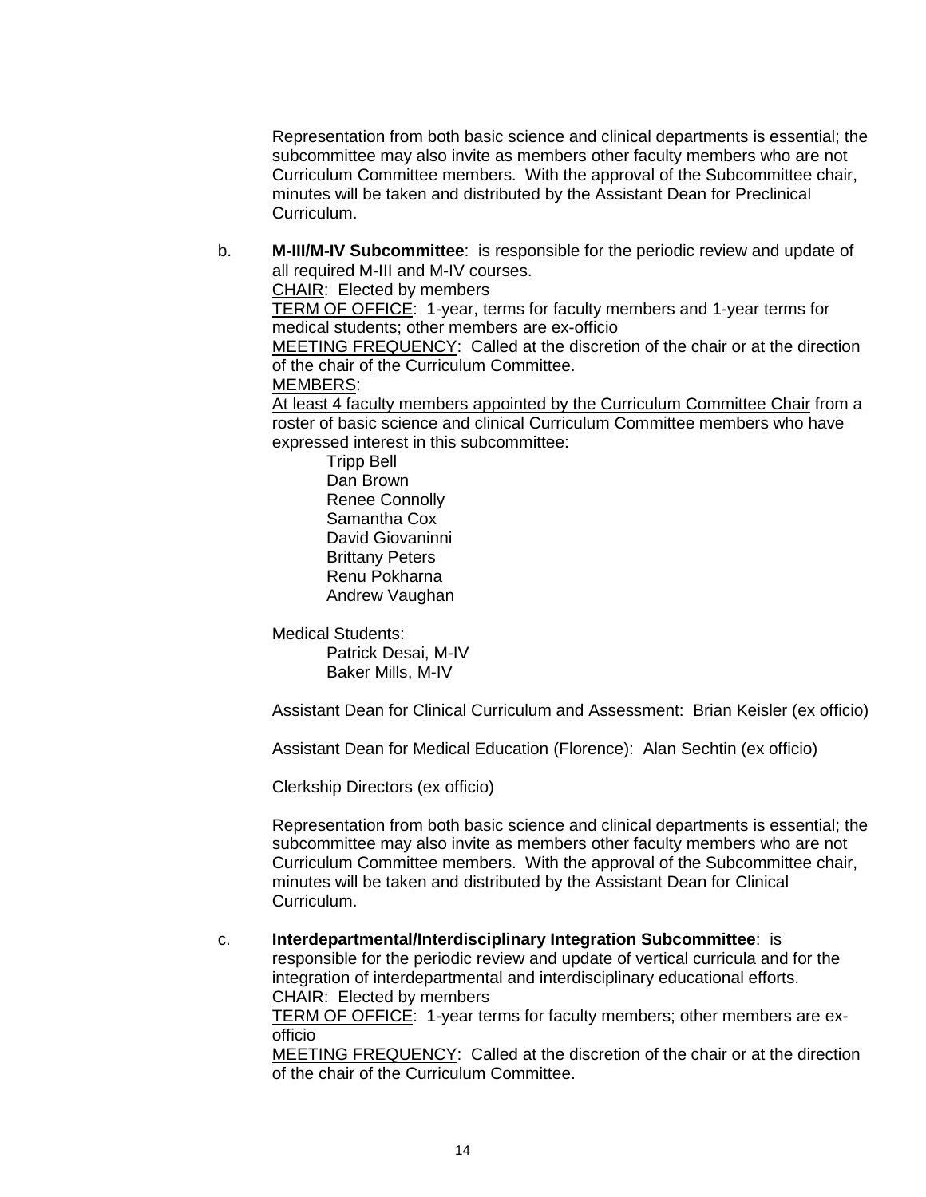Representation from both basic science and clinical departments is essential; the subcommittee may also invite as members other faculty members who are not Curriculum Committee members. With the approval of the Subcommittee chair, minutes will be taken and distributed by the Assistant Dean for Preclinical Curriculum.

b. **M-III/M-IV Subcommittee**: is responsible for the periodic review and update of all required M-III and M-IV courses.

CHAIR: Elected by members

TERM OF OFFICE: 1-year, terms for faculty members and 1-year terms for medical students; other members are ex-officio

MEETING FREQUENCY: Called at the discretion of the chair or at the direction of the chair of the Curriculum Committee.

MEMBERS:

At least 4 faculty members appointed by the Curriculum Committee Chair from a roster of basic science and clinical Curriculum Committee members who have expressed interest in this subcommittee:

- Tripp Bell
- Dan Brown
- Renee Connolly
- Samantha Cox
- David Giovaninni
- Brittany Peters
- Renu Pokharna
- Andrew Vaughan

Medical Students:

- Patrick Desai, M-IV
- Baker Mills, M-IV

Assistant Dean for Clinical Curriculum and Assessment: Brian Keisler (ex officio)

Assistant Dean for Medical Education (Florence): Alan Sechtin (ex officio)

Clerkship Directors (ex officio)

Representation from both basic science and clinical departments is essential; the subcommittee may also invite as members other faculty members who are not Curriculum Committee members. With the approval of the Subcommittee chair, minutes will be taken and distributed by the Assistant Dean for Clinical Curriculum.

c. **Interdepartmental/Interdisciplinary Integration Subcommittee**: is responsible for the periodic review and update of vertical curricula and for the integration of interdepartmental and interdisciplinary educational efforts.

CHAIR: Elected by members

TERM OF OFFICE: 1-year terms for faculty members; other members are ex-officio

MEETING FREQUENCY: Called at the discretion of the chair or at the direction of the chair of the Curriculum Committee.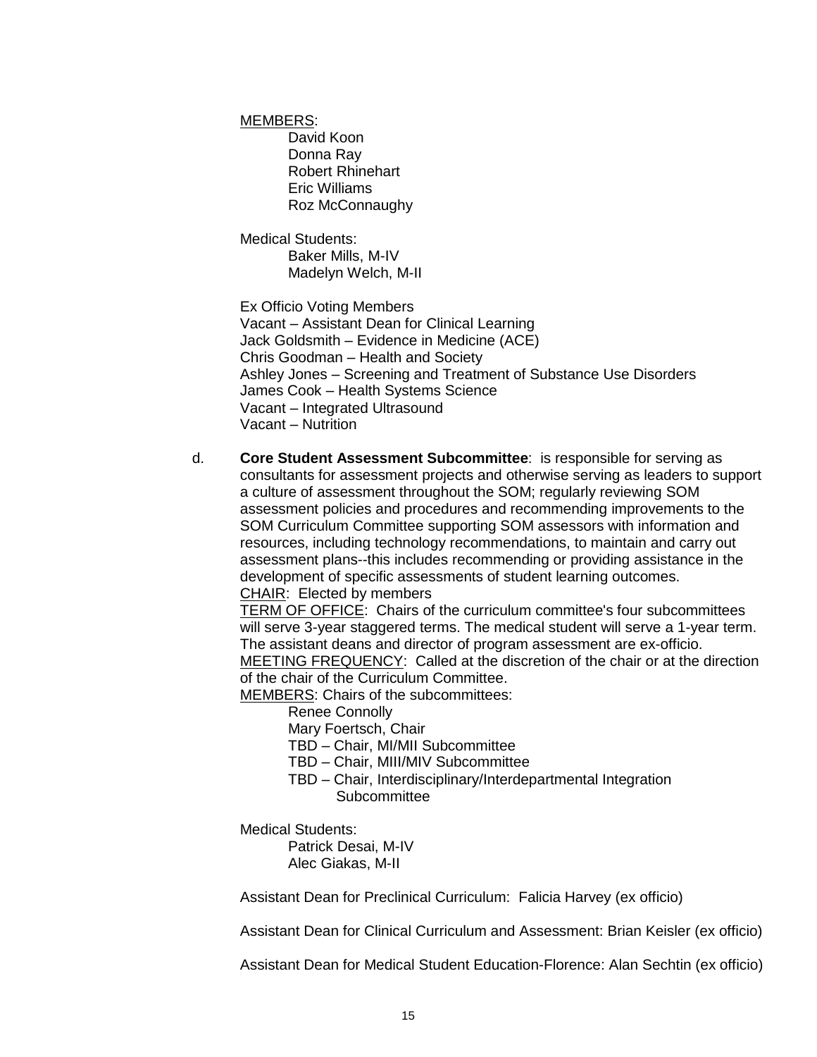MEMBERS:

- David Koon
- Donna Ray
- Robert Rhinehart
- Eric Williams
- Roz McConnaughy

Medical Students:

- Baker Mills, M-IV
- Madelyn Welch, M-II

Ex Officio Voting Members

Vacant – Assistant Dean for Clinical Learning
Jack Goldsmith – Evidence in Medicine (ACE)
Chris Goodman – Health and Society
Ashley Jones – Screening and Treatment of Substance Use Disorders
James Cook – Health Systems Science
Vacant – Integrated Ultrasound
Vacant – Nutrition

d. **Core Student Assessment Subcommittee**: is responsible for serving as consultants for assessment projects and otherwise serving as leaders to support a culture of assessment throughout the SOM; regularly reviewing SOM assessment policies and procedures and recommending improvements to the SOM Curriculum Committee supporting SOM assessors with information and resources, including technology recommendations, to maintain and carry out assessment plans--this includes recommending or providing assistance in the development of specific assessments of student learning outcomes.

CHAIR: Elected by members

TERM OF OFFICE: Chairs of the curriculum committee's four subcommittees will serve 3-year staggered terms. The medical student will serve a 1-year term. The assistant deans and director of program assessment are ex-officio.

MEETING FREQUENCY: Called at the discretion of the chair or at the direction of the chair of the Curriculum Committee.

MEMBERS: Chairs of the subcommittees:

- Renee Connolly
- Mary Foertsch, Chair
- TBD – Chair, MI/MII Subcommittee
- TBD – Chair, MIII/MIV Subcommittee
- TBD – Chair, Interdisciplinary/Interdepartmental Integration Subcommittee

Medical Students:

- Patrick Desai, M-IV
- Alec Giakas, M-II

Assistant Dean for Preclinical Curriculum: Falicia Harvey (ex officio)

Assistant Dean for Clinical Curriculum and Assessment: Brian Keisler (ex officio)

Assistant Dean for Medical Student Education-Florence: Alan Sechtin (ex officio)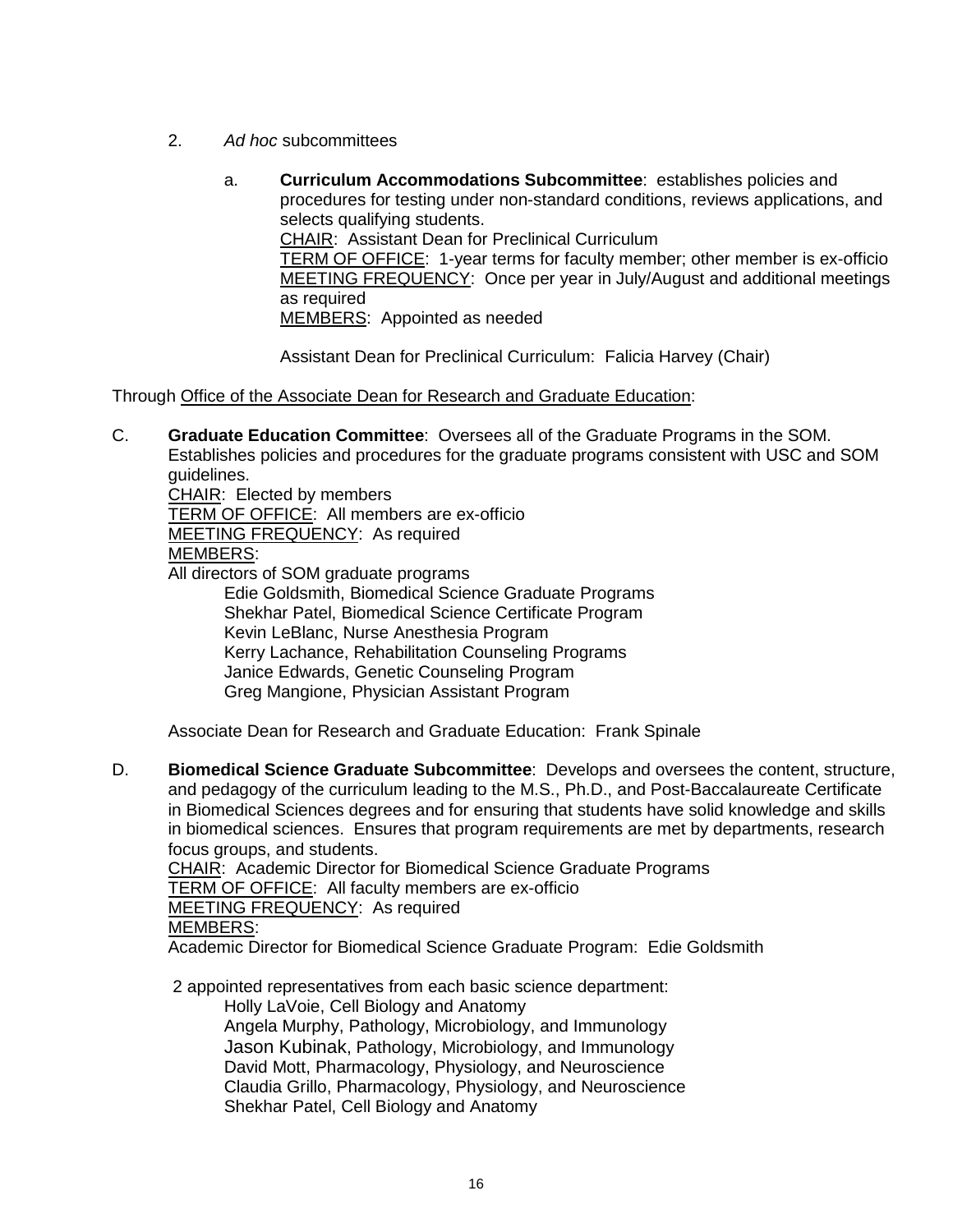2. *Ad hoc* subcommittees

   a. **Curriculum Accommodations Subcommittee**: establishes policies and procedures for testing under non-standard conditions, reviews applications, and selects qualifying students.
   CHAIR: Assistant Dean for Preclinical Curriculum
   TERM OF OFFICE: 1-year terms for faculty member; other member is ex-officio
   MEETING FREQUENCY: Once per year in July/August and additional meetings as required
   MEMBERS: Appointed as needed

   Assistant Dean for Preclinical Curriculum: Falicia Harvey (Chair)

Through Office of the Associate Dean for Research and Graduate Education:

C. **Graduate Education Committee**: Oversees all of the Graduate Programs in the SOM. Establishes policies and procedures for the graduate programs consistent with USC and SOM guidelines.
CHAIR: Elected by members
TERM OF OFFICE: All members are ex-officio
MEETING FREQUENCY: As required
MEMBERS:
All directors of SOM graduate programs
   - Edie Goldsmith, Biomedical Science Graduate Programs
   - Shekhar Patel, Biomedical Science Certificate Program
   - Kevin LeBlanc, Nurse Anesthesia Program
   - Kerry Lachance, Rehabilitation Counseling Programs
   - Janice Edwards, Genetic Counseling Program
   - Greg Mangione, Physician Assistant Program

Associate Dean for Research and Graduate Education: Frank Spinale

D. **Biomedical Science Graduate Subcommittee**: Develops and oversees the content, structure, and pedagogy of the curriculum leading to the M.S., Ph.D., and Post-Baccalaureate Certificate in Biomedical Sciences degrees and for ensuring that students have solid knowledge and skills in biomedical sciences. Ensures that program requirements are met by departments, research focus groups, and students.
CHAIR: Academic Director for Biomedical Science Graduate Programs
TERM OF OFFICE: All faculty members are ex-officio
MEETING FREQUENCY: As required
MEMBERS:
Academic Director for Biomedical Science Graduate Program: Edie Goldsmith

2 appointed representatives from each basic science department:
   - Holly LaVoie, Cell Biology and Anatomy
   - Angela Murphy, Pathology, Microbiology, and Immunology
   - Jason Kubinak, Pathology, Microbiology, and Immunology
   - David Mott, Pharmacology, Physiology, and Neuroscience
   - Claudia Grillo, Pharmacology, Physiology, and Neuroscience
   - Shekhar Patel, Cell Biology and Anatomy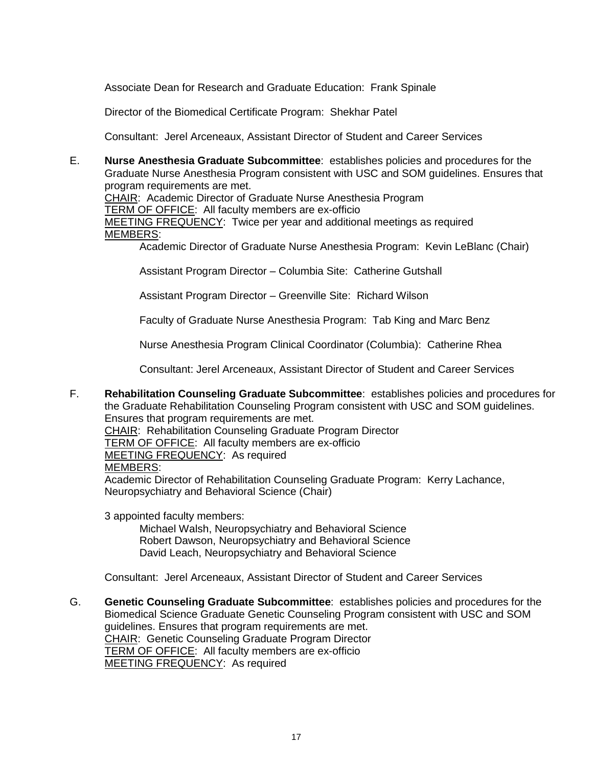Associate Dean for Research and Graduate Education: Frank Spinale

Director of the Biomedical Certificate Program: Shekhar Patel

Consultant: Jerel Arceneaux, Assistant Director of Student and Career Services

E. **Nurse Anesthesia Graduate Subcommittee**: establishes policies and procedures for the Graduate Nurse Anesthesia Program consistent with USC and SOM guidelines. Ensures that program requirements are met.
<u>CHAIR</u>: Academic Director of Graduate Nurse Anesthesia Program
<u>TERM OF OFFICE</u>: All faculty members are ex-officio
<u>MEETING FREQUENCY</u>: Twice per year and additional meetings as required
<u>MEMBERS</u>:

Academic Director of Graduate Nurse Anesthesia Program: Kevin LeBlanc (Chair)

Assistant Program Director – Columbia Site: Catherine Gutshall

Assistant Program Director – Greenville Site: Richard Wilson

Faculty of Graduate Nurse Anesthesia Program: Tab King and Marc Benz

Nurse Anesthesia Program Clinical Coordinator (Columbia): Catherine Rhea

Consultant: Jerel Arceneaux, Assistant Director of Student and Career Services

F. **Rehabilitation Counseling Graduate Subcommittee**: establishes policies and procedures for the Graduate Rehabilitation Counseling Program consistent with USC and SOM guidelines. Ensures that program requirements are met.
<u>CHAIR</u>: Rehabilitation Counseling Graduate Program Director
<u>TERM OF OFFICE</u>: All faculty members are ex-officio
<u>MEETING FREQUENCY</u>: As required
<u>MEMBERS</u>:
Academic Director of Rehabilitation Counseling Graduate Program: Kerry Lachance, Neuropsychiatry and Behavioral Science (Chair)

3 appointed faculty members:

Michael Walsh, Neuropsychiatry and Behavioral Science
Robert Dawson, Neuropsychiatry and Behavioral Science
David Leach, Neuropsychiatry and Behavioral Science

Consultant: Jerel Arceneaux, Assistant Director of Student and Career Services

G. **Genetic Counseling Graduate Subcommittee**: establishes policies and procedures for the Biomedical Science Graduate Genetic Counseling Program consistent with USC and SOM guidelines. Ensures that program requirements are met.
<u>CHAIR</u>: Genetic Counseling Graduate Program Director
<u>TERM OF OFFICE</u>: All faculty members are ex-officio
<u>MEETING FREQUENCY</u>: As required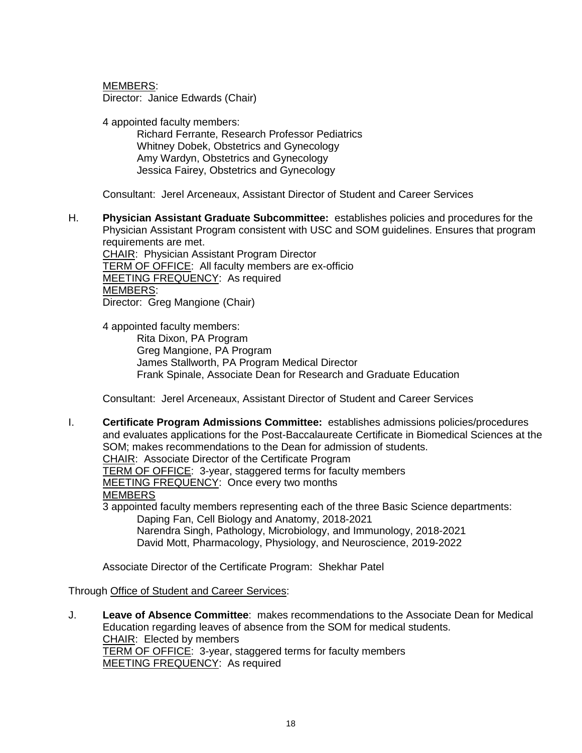MEMBERS:
Director: Janice Edwards (Chair)

4 appointed faculty members:

- Richard Ferrante, Research Professor Pediatrics
- Whitney Dobek, Obstetrics and Gynecology
- Amy Wardyn, Obstetrics and Gynecology
- Jessica Fairey, Obstetrics and Gynecology

Consultant: Jerel Arceneaux, Assistant Director of Student and Career Services

H. **Physician Assistant Graduate Subcommittee:** establishes policies and procedures for the Physician Assistant Program consistent with USC and SOM guidelines. Ensures that program requirements are met.
CHAIR: Physician Assistant Program Director
TERM OF OFFICE: All faculty members are ex-officio
MEETING FREQUENCY: As required
MEMBERS:
Director: Greg Mangione (Chair)

4 appointed faculty members:

- Rita Dixon, PA Program
- Greg Mangione, PA Program
- James Stallworth, PA Program Medical Director
- Frank Spinale, Associate Dean for Research and Graduate Education

Consultant: Jerel Arceneaux, Assistant Director of Student and Career Services

I. **Certificate Program Admissions Committee:** establishes admissions policies/procedures and evaluates applications for the Post-Baccalaureate Certificate in Biomedical Sciences at the SOM; makes recommendations to the Dean for admission of students.
CHAIR: Associate Director of the Certificate Program
TERM OF OFFICE: 3-year, staggered terms for faculty members
MEETING FREQUENCY: Once every two months
MEMBERS
3 appointed faculty members representing each of the three Basic Science departments:

- Daping Fan, Cell Biology and Anatomy, 2018-2021
- Narendra Singh, Pathology, Microbiology, and Immunology, 2018-2021
- David Mott, Pharmacology, Physiology, and Neuroscience, 2019-2022

Associate Director of the Certificate Program: Shekhar Patel

Through Office of Student and Career Services:

J. **Leave of Absence Committee**: makes recommendations to the Associate Dean for Medical Education regarding leaves of absence from the SOM for medical students.
CHAIR: Elected by members
TERM OF OFFICE: 3-year, staggered terms for faculty members
MEETING FREQUENCY: As required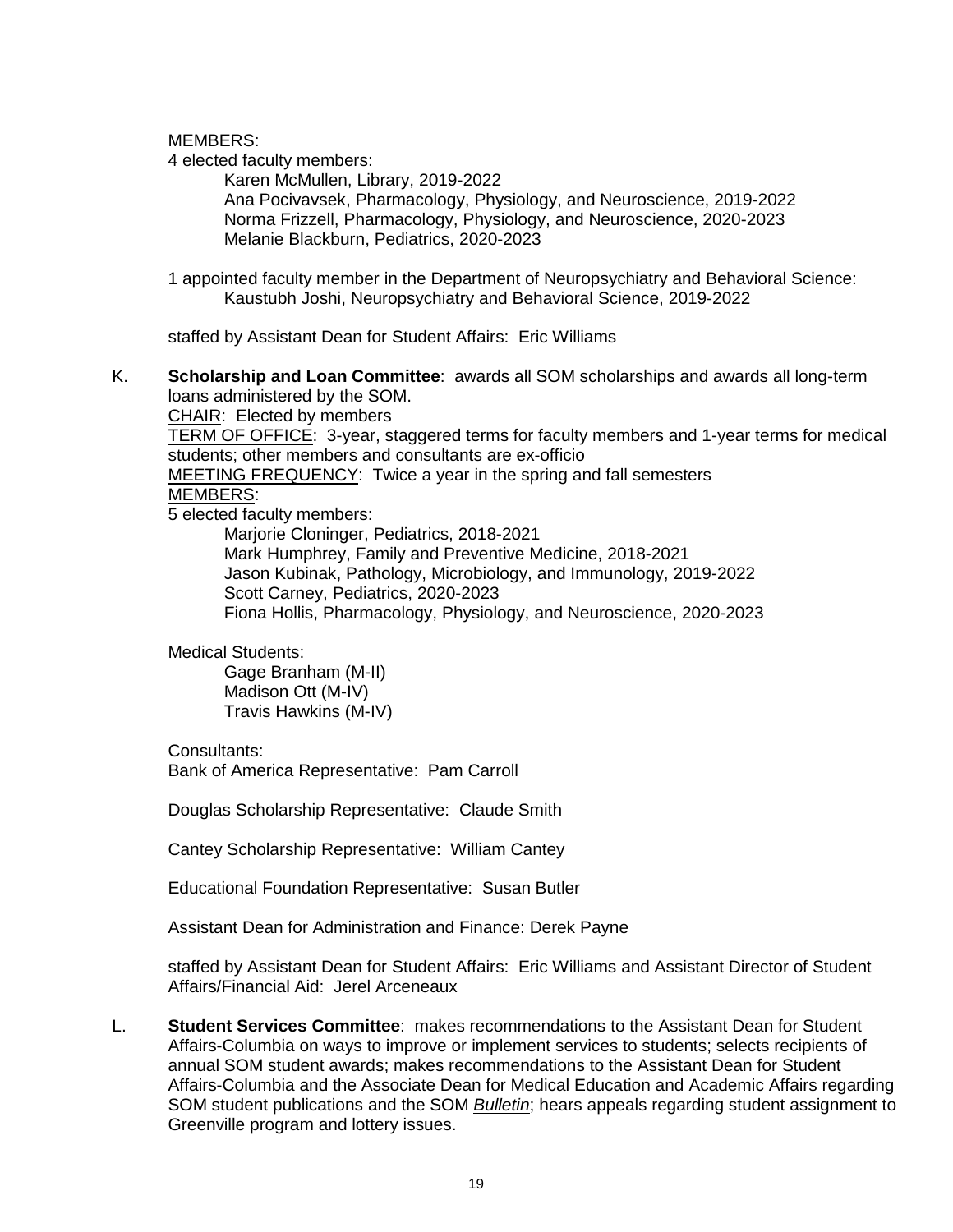<u>MEMBERS</u>:

4 elected faculty members:

- Karen McMullen, Library, 2019-2022
- Ana Pocivavsek, Pharmacology, Physiology, and Neuroscience, 2019-2022
- Norma Frizzell, Pharmacology, Physiology, and Neuroscience, 2020-2023
- Melanie Blackburn, Pediatrics, 2020-2023

1 appointed faculty member in the Department of Neuropsychiatry and Behavioral Science:

- Kaustubh Joshi, Neuropsychiatry and Behavioral Science, 2019-2022

staffed by Assistant Dean for Student Affairs: Eric Williams

K. **Scholarship and Loan Committee**: awards all SOM scholarships and awards all long-term loans administered by the SOM.

<u>CHAIR</u>: Elected by members

<u>TERM OF OFFICE</u>: 3-year, staggered terms for faculty members and 1-year terms for medical students; other members and consultants are ex-officio

<u>MEETING FREQUENCY</u>: Twice a year in the spring and fall semesters

<u>MEMBERS</u>:

5 elected faculty members:

- Marjorie Cloninger, Pediatrics, 2018-2021
- Mark Humphrey, Family and Preventive Medicine, 2018-2021
- Jason Kubinak, Pathology, Microbiology, and Immunology, 2019-2022
- Scott Carney, Pediatrics, 2020-2023
- Fiona Hollis, Pharmacology, Physiology, and Neuroscience, 2020-2023

Medical Students:

- Gage Branham (M-II)
- Madison Ott (M-IV)
- Travis Hawkins (M-IV)

Consultants:

Bank of America Representative: Pam Carroll

Douglas Scholarship Representative: Claude Smith

Cantey Scholarship Representative: William Cantey

Educational Foundation Representative: Susan Butler

Assistant Dean for Administration and Finance: Derek Payne

staffed by Assistant Dean for Student Affairs: Eric Williams and Assistant Director of Student Affairs/Financial Aid: Jerel Arceneaux

L. **Student Services Committee**: makes recommendations to the Assistant Dean for Student Affairs-Columbia on ways to improve or implement services to students; selects recipients of annual SOM student awards; makes recommendations to the Assistant Dean for Student Affairs-Columbia and the Associate Dean for Medical Education and Academic Affairs regarding SOM student publications and the SOM <u>*Bulletin*</u>; hears appeals regarding student assignment to Greenville program and lottery issues.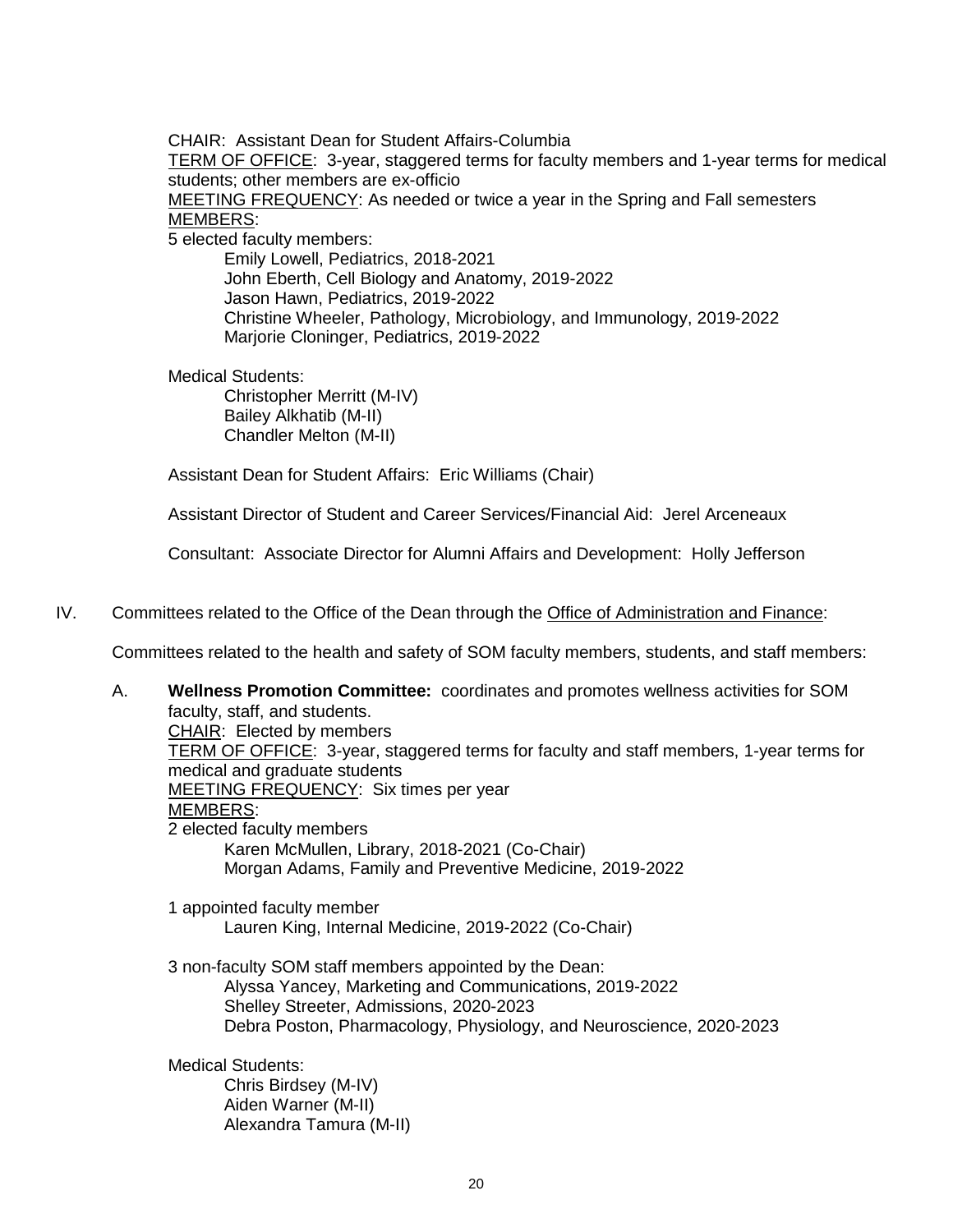CHAIR: Assistant Dean for Student Affairs-Columbia
TERM OF OFFICE: 3-year, staggered terms for faculty members and 1-year terms for medical students; other members are ex-officio
MEETING FREQUENCY: As needed or twice a year in the Spring and Fall semesters
MEMBERS:
5 elected faculty members:

- Emily Lowell, Pediatrics, 2018-2021
- John Eberth, Cell Biology and Anatomy, 2019-2022
- Jason Hawn, Pediatrics, 2019-2022
- Christine Wheeler, Pathology, Microbiology, and Immunology, 2019-2022
- Marjorie Cloninger, Pediatrics, 2019-2022

Medical Students:

- Christopher Merritt (M-IV)
- Bailey Alkhatib (M-II)
- Chandler Melton (M-II)

Assistant Dean for Student Affairs: Eric Williams (Chair)

Assistant Director of Student and Career Services/Financial Aid: Jerel Arceneaux

Consultant: Associate Director for Alumni Affairs and Development: Holly Jefferson

IV. Committees related to the Office of the Dean through the Office of Administration and Finance:

Committees related to the health and safety of SOM faculty members, students, and staff members:

A. **Wellness Promotion Committee:** coordinates and promotes wellness activities for SOM faculty, staff, and students.
CHAIR: Elected by members
TERM OF OFFICE: 3-year, staggered terms for faculty and staff members, 1-year terms for medical and graduate students
MEETING FREQUENCY: Six times per year
MEMBERS:
2 elected faculty members

- Karen McMullen, Library, 2018-2021 (Co-Chair)
- Morgan Adams, Family and Preventive Medicine, 2019-2022

1 appointed faculty member

- Lauren King, Internal Medicine, 2019-2022 (Co-Chair)

3 non-faculty SOM staff members appointed by the Dean:

- Alyssa Yancey, Marketing and Communications, 2019-2022
- Shelley Streeter, Admissions, 2020-2023
- Debra Poston, Pharmacology, Physiology, and Neuroscience, 2020-2023

Medical Students:

- Chris Birdsey (M-IV)
- Aiden Warner (M-II)
- Alexandra Tamura (M-II)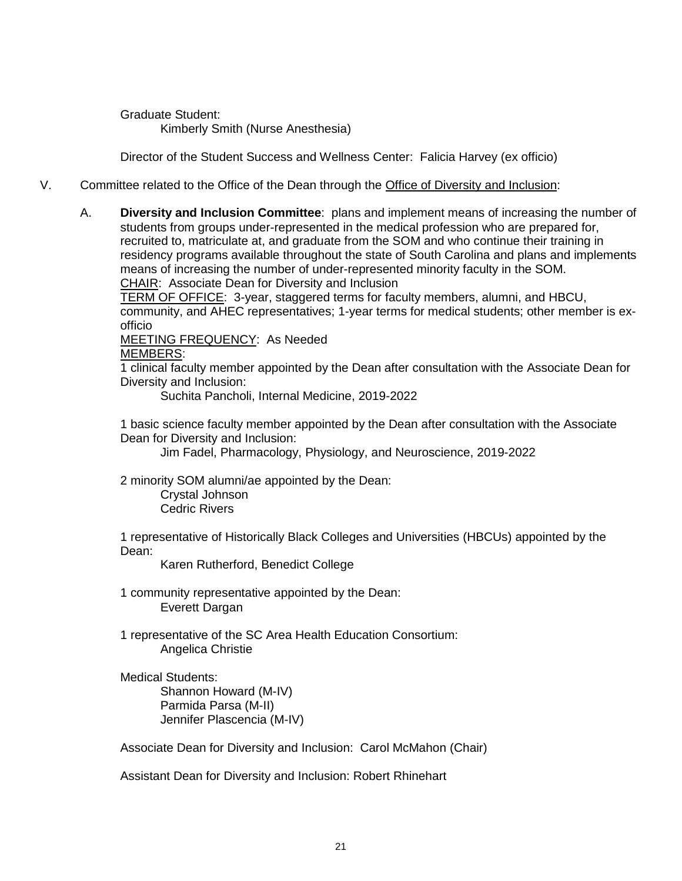Graduate Student:
Kimberly Smith (Nurse Anesthesia)

Director of the Student Success and Wellness Center: Falicia Harvey (ex officio)

V. Committee related to the Office of the Dean through the Office of Diversity and Inclusion:

A. **Diversity and Inclusion Committee**: plans and implement means of increasing the number of students from groups under-represented in the medical profession who are prepared for, recruited to, matriculate at, and graduate from the SOM and who continue their training in residency programs available throughout the state of South Carolina and plans and implements means of increasing the number of under-represented minority faculty in the SOM.
CHAIR: Associate Dean for Diversity and Inclusion
TERM OF OFFICE: 3-year, staggered terms for faculty members, alumni, and HBCU, community, and AHEC representatives; 1-year terms for medical students; other member is ex-officio
MEETING FREQUENCY: As Needed
MEMBERS:
1 clinical faculty member appointed by the Dean after consultation with the Associate Dean for Diversity and Inclusion:
Suchita Pancholi, Internal Medicine, 2019-2022

1 basic science faculty member appointed by the Dean after consultation with the Associate Dean for Diversity and Inclusion:
Jim Fadel, Pharmacology, Physiology, and Neuroscience, 2019-2022

2 minority SOM alumni/ae appointed by the Dean:
Crystal Johnson
Cedric Rivers

1 representative of Historically Black Colleges and Universities (HBCUs) appointed by the Dean:
Karen Rutherford, Benedict College

1 community representative appointed by the Dean:
Everett Dargan

1 representative of the SC Area Health Education Consortium:
Angelica Christie

Medical Students:
Shannon Howard (M-IV)
Parmida Parsa (M-II)
Jennifer Plascencia (M-IV)

Associate Dean for Diversity and Inclusion: Carol McMahon (Chair)

Assistant Dean for Diversity and Inclusion: Robert Rhinehart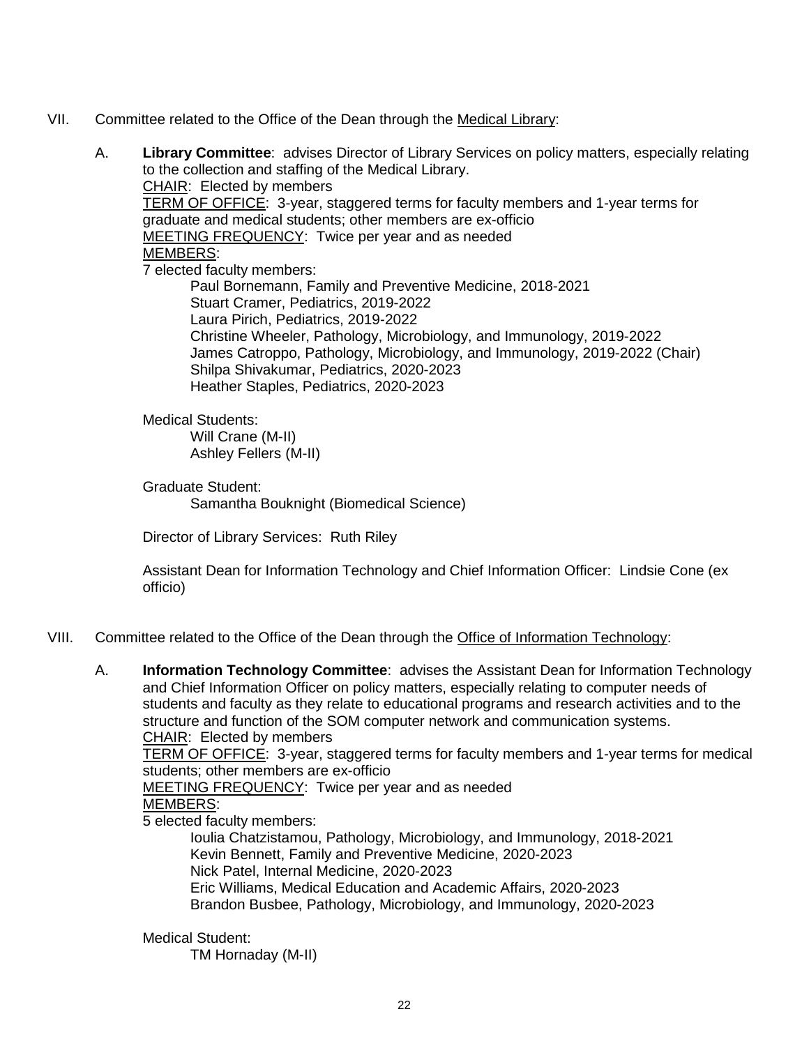VII. Committee related to the Office of the Dean through the Medical Library:

A. **Library Committee**: advises Director of Library Services on policy matters, especially relating to the collection and staffing of the Medical Library.
CHAIR: Elected by members
TERM OF OFFICE: 3-year, staggered terms for faculty members and 1-year terms for graduate and medical students; other members are ex-officio
MEETING FREQUENCY: Twice per year and as needed
MEMBERS:
7 elected faculty members:
- Paul Bornemann, Family and Preventive Medicine, 2018-2021
- Stuart Cramer, Pediatrics, 2019-2022
- Laura Pirich, Pediatrics, 2019-2022
- Christine Wheeler, Pathology, Microbiology, and Immunology, 2019-2022
- James Catroppo, Pathology, Microbiology, and Immunology, 2019-2022 (Chair)
- Shilpa Shivakumar, Pediatrics, 2020-2023
- Heather Staples, Pediatrics, 2020-2023

Medical Students:
- Will Crane (M-II)
- Ashley Fellers (M-II)

Graduate Student:
- Samantha Bouknight (Biomedical Science)

Director of Library Services: Ruth Riley

Assistant Dean for Information Technology and Chief Information Officer: Lindsie Cone (ex officio)

VIII. Committee related to the Office of the Dean through the Office of Information Technology:

A. **Information Technology Committee**: advises the Assistant Dean for Information Technology and Chief Information Officer on policy matters, especially relating to computer needs of students and faculty as they relate to educational programs and research activities and to the structure and function of the SOM computer network and communication systems.
CHAIR: Elected by members
TERM OF OFFICE: 3-year, staggered terms for faculty members and 1-year terms for medical students; other members are ex-officio
MEETING FREQUENCY: Twice per year and as needed
MEMBERS:
5 elected faculty members:
- Ioulia Chatzistamou, Pathology, Microbiology, and Immunology, 2018-2021
- Kevin Bennett, Family and Preventive Medicine, 2020-2023
- Nick Patel, Internal Medicine, 2020-2023
- Eric Williams, Medical Education and Academic Affairs, 2020-2023
- Brandon Busbee, Pathology, Microbiology, and Immunology, 2020-2023

Medical Student:
- TM Hornaday (M-II)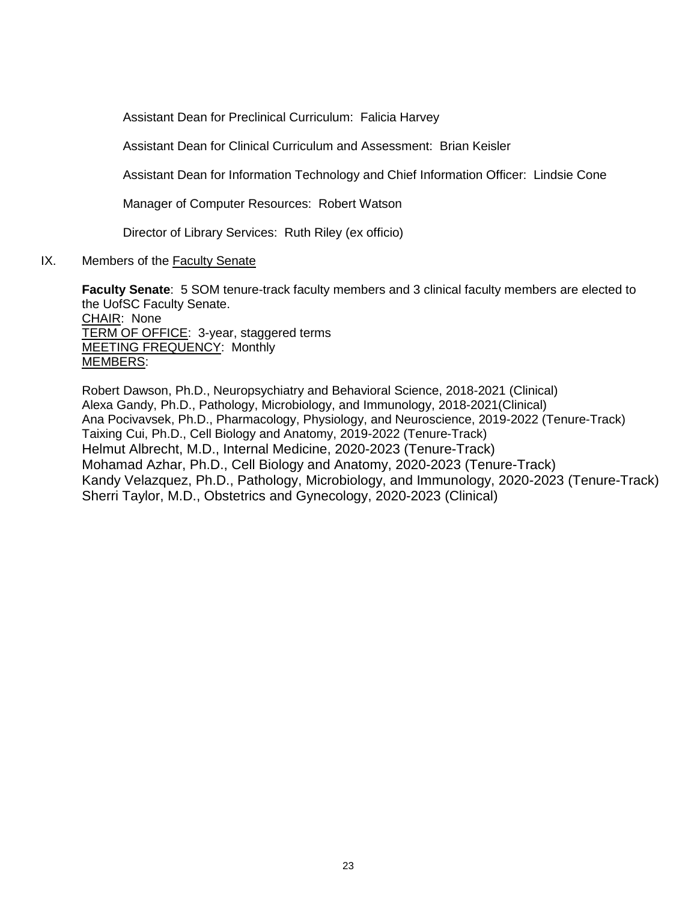Assistant Dean for Preclinical Curriculum: Falicia Harvey

Assistant Dean for Clinical Curriculum and Assessment: Brian Keisler

Assistant Dean for Information Technology and Chief Information Officer: Lindsie Cone

Manager of Computer Resources: Robert Watson

Director of Library Services: Ruth Riley (ex officio)

IX. Members of the Faculty Senate

**Faculty Senate**: 5 SOM tenure-track faculty members and 3 clinical faculty members are elected to the UofSC Faculty Senate.
CHAIR: None
TERM OF OFFICE: 3-year, staggered terms
MEETING FREQUENCY: Monthly
MEMBERS:

Robert Dawson, Ph.D., Neuropsychiatry and Behavioral Science, 2018-2021 (Clinical)
Alexa Gandy, Ph.D., Pathology, Microbiology, and Immunology, 2018-2021(Clinical)
Ana Pocivavsek, Ph.D., Pharmacology, Physiology, and Neuroscience, 2019-2022 (Tenure-Track)
Taixing Cui, Ph.D., Cell Biology and Anatomy, 2019-2022 (Tenure-Track)
Helmut Albrecht, M.D., Internal Medicine, 2020-2023 (Tenure-Track)
Mohamad Azhar, Ph.D., Cell Biology and Anatomy, 2020-2023 (Tenure-Track)
Kandy Velazquez, Ph.D., Pathology, Microbiology, and Immunology, 2020-2023 (Tenure-Track)
Sherri Taylor, M.D., Obstetrics and Gynecology, 2020-2023 (Clinical)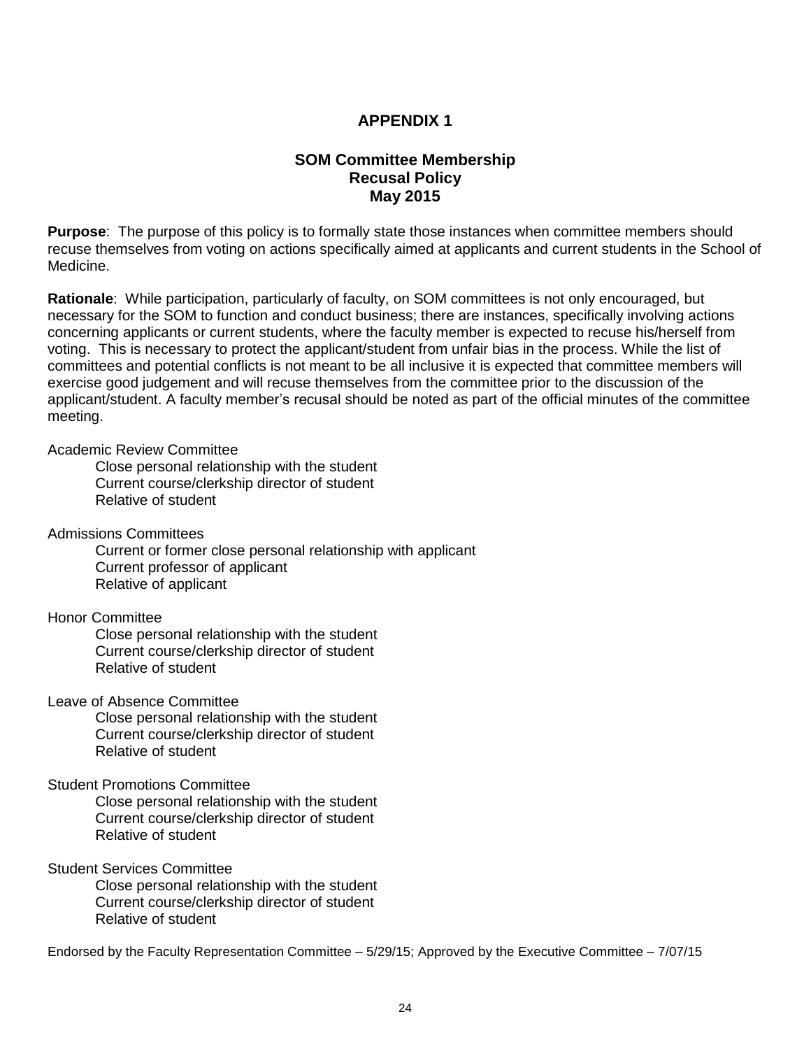# APPENDIX 1

## SOM Committee Membership Recusal Policy May 2015

**Purpose**: The purpose of this policy is to formally state those instances when committee members should recuse themselves from voting on actions specifically aimed at applicants and current students in the School of Medicine.

**Rationale**: While participation, particularly of faculty, on SOM committees is not only encouraged, but necessary for the SOM to function and conduct business; there are instances, specifically involving actions concerning applicants or current students, where the faculty member is expected to recuse his/herself from voting. This is necessary to protect the applicant/student from unfair bias in the process. While the list of committees and potential conflicts is not meant to be all inclusive it is expected that committee members will exercise good judgement and will recuse themselves from the committee prior to the discussion of the applicant/student. A faculty member's recusal should be noted as part of the official minutes of the committee meeting.

Academic Review Committee
- Close personal relationship with the student
- Current course/clerkship director of student
- Relative of student

Admissions Committees
- Current or former close personal relationship with applicant
- Current professor of applicant
- Relative of applicant

Honor Committee
- Close personal relationship with the student
- Current course/clerkship director of student
- Relative of student

Leave of Absence Committee
- Close personal relationship with the student
- Current course/clerkship director of student
- Relative of student

Student Promotions Committee
- Close personal relationship with the student
- Current course/clerkship director of student
- Relative of student

Student Services Committee
- Close personal relationship with the student
- Current course/clerkship director of student
- Relative of student

Endorsed by the Faculty Representation Committee – 5/29/15; Approved by the Executive Committee – 7/07/15